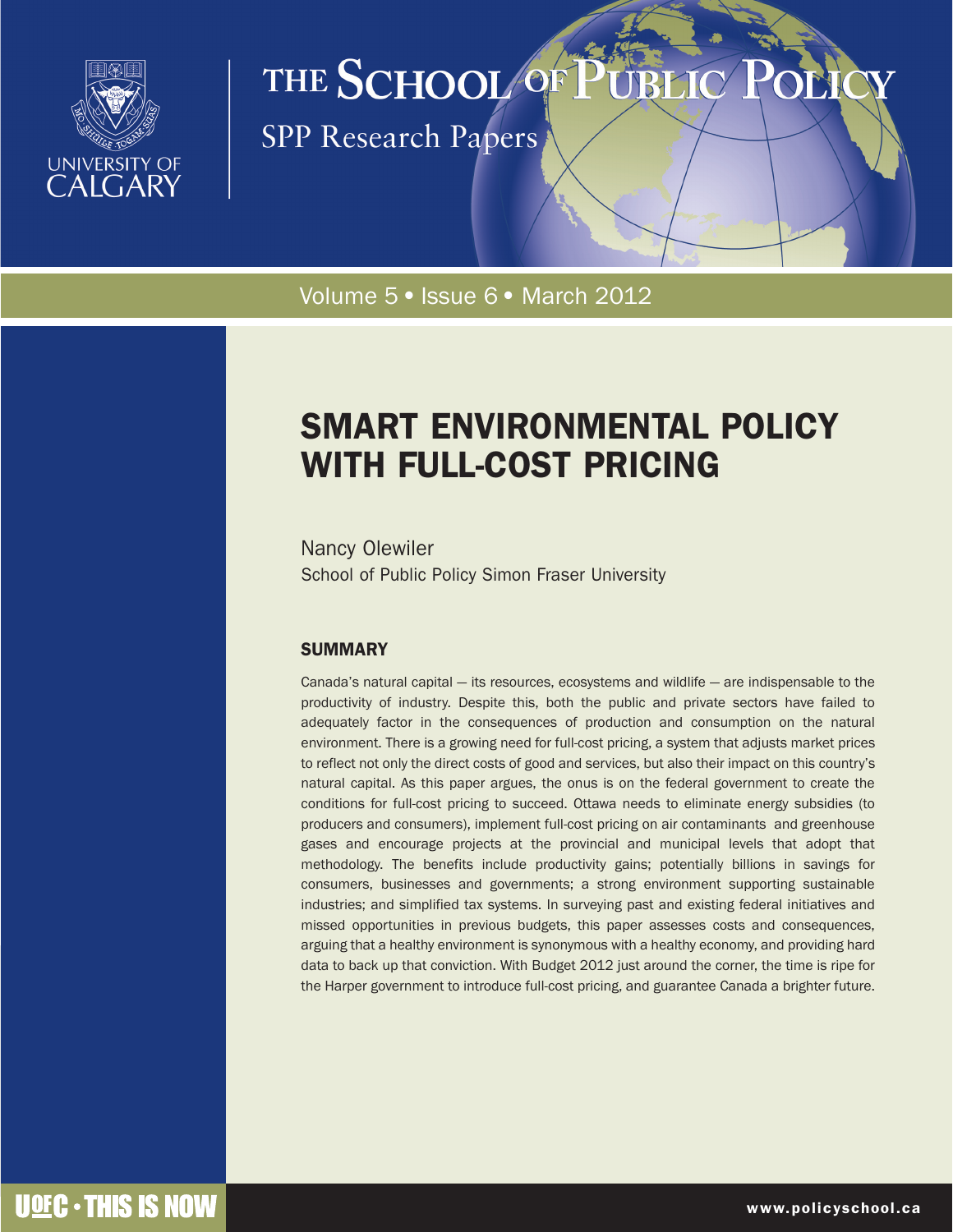THE SCHOOL OF PUBLIC POLICY

SPP Research Papers

Volume 5 • Issue 6 • March 2012

# SMART ENVIRONMENTAL POLICY WITH FULL-COST PRICING

Nancy Olewiler

School of Public Policy Simon Fraser University

## SUMMARY

Canada's natural capital — its resources, ecosystems and wildlife — are indispensable to the productivity of industry. Despite this, both the public and private sectors have failed to adequately factor in the consequences of production and consumption on the natural environment. There is a growing need for full-cost pricing, a system that adjusts market prices to reflect not only the direct costs of good and services, but also their impact on this country's natural capital. As this paper argues, the onus is on the federal government to create the conditions for full-cost pricing to succeed. Ottawa needs to eliminate energy subsidies (to producers and consumers), implement full-cost pricing on air contaminants and greenhouse gases and encourage projects at the provincial and municipal levels that adopt that methodology. The benefits include productivity gains; potentially billions in savings for consumers, businesses and governments; a strong environment supporting sustainable industries; and simplified tax systems. In surveying past and existing federal initiatives and missed opportunities in previous budgets, this paper assesses costs and consequences, arguing that a healthy environment is synonymous with a healthy economy, and providing hard data to back up that conviction. With Budget 2012 just around the corner, the time is ripe for the Harper government to introduce full-cost pricing, and guarantee Canada a brighter future.

UofC • THIS IS NOW

www.policyschool.ca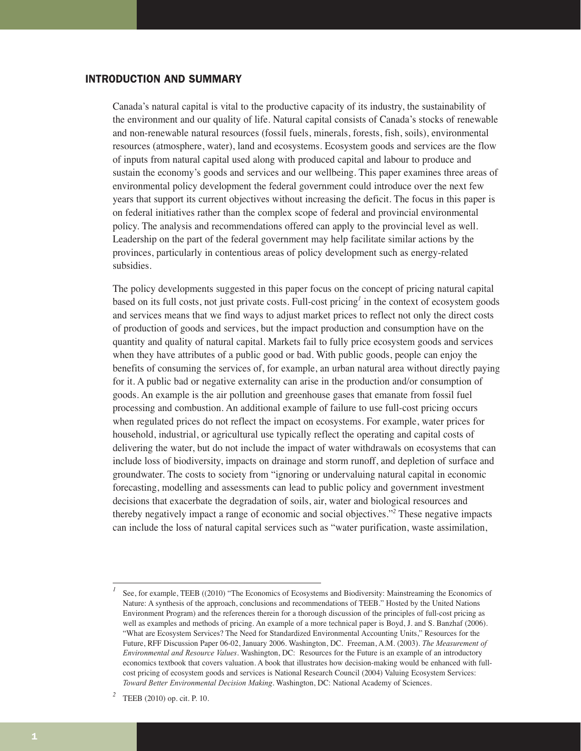## INTRODUCTION AND SUMMARY

Canada's natural capital is vital to the productive capacity of its industry, the sustainability of the environment and our quality of life. Natural capital consists of Canada's stocks of renewable and non-renewable natural resources (fossil fuels, minerals, forests, fish, soils), environmental resources (atmosphere, water), land and ecosystems. Ecosystem goods and services are the flow of inputs from natural capital used along with produced capital and labour to produce and sustain the economy's goods and services and our wellbeing. This paper examines three areas of environmental policy development the federal government could introduce over the next few years that support its current objectives without increasing the deficit. The focus in this paper is on federal initiatives rather than the complex scope of federal and provincial environmental policy. The analysis and recommendations offered can apply to the provincial level as well. Leadership on the part of the federal government may help facilitate similar actions by the provinces, particularly in contentious areas of policy development such as energy-related subsidies.

The policy developments suggested in this paper focus on the concept of pricing natural capital based on its full costs, not just private costs. Full-cost pricing[1] in the context of ecosystem goods and services means that we find ways to adjust market prices to reflect not only the direct costs of production of goods and services, but the impact production and consumption have on the quantity and quality of natural capital. Markets fail to fully price ecosystem goods and services when they have attributes of a public good or bad. With public goods, people can enjoy the benefits of consuming the services of, for example, an urban natural area without directly paying for it. A public bad or negative externality can arise in the production and/or consumption of goods. An example is the air pollution and greenhouse gases that emanate from fossil fuel processing and combustion. An additional example of failure to use full-cost pricing occurs when regulated prices do not reflect the impact on ecosystems. For example, water prices for household, industrial, or agricultural use typically reflect the operating and capital costs of delivering the water, but do not include the impact of water withdrawals on ecosystems that can include loss of biodiversity, impacts on drainage and storm runoff, and depletion of surface and groundwater. The costs to society from "ignoring or undervaluing natural capital in economic forecasting, modelling and assessments can lead to public policy and government investment decisions that exacerbate the degradation of soils, air, water and biological resources and thereby negatively impact a range of economic and social objectives."[2] These negative impacts can include the loss of natural capital services such as "water purification, waste assimilation,

---

[1] See, for example, TEEB ((2010) "The Economics of Ecosystems and Biodiversity: Mainstreaming the Economics of Nature: A synthesis of the approach, conclusions and recommendations of TEEB." Hosted by the United Nations Environment Program) and the references therein for a thorough discussion of the principles of full-cost pricing as well as examples and methods of pricing. An example of a more technical paper is Boyd, J. and S. Banzhaf (2006). "What are Ecosystem Services? The Need for Standardized Environmental Accounting Units," Resources for the Future, RFF Discussion Paper 06-02, January 2006. Washington, DC. Freeman, A.M. (2003). *The Measurement of Environmental and Resource Values*. Washington, DC: Resources for the Future is an example of an introductory economics textbook that covers valuation. A book that illustrates how decision-making would be enhanced with full-cost pricing of ecosystem goods and services is National Research Council (2004) Valuing Ecosystem Services: *Toward Better Environmental Decision Making*. Washington, DC: National Academy of Sciences.

[2] TEEB (2010) op. cit. P. 10.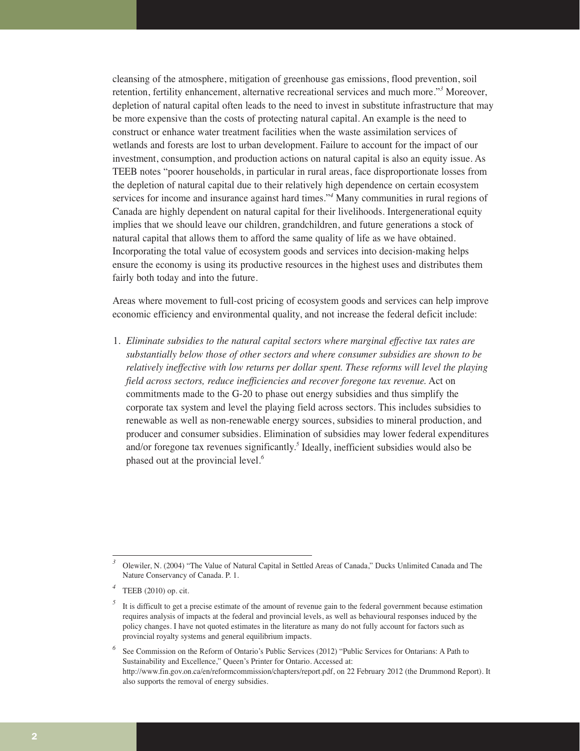cleansing of the atmosphere, mitigation of greenhouse gas emissions, flood prevention, soil retention, fertility enhancement, alternative recreational services and much more."[3] Moreover, depletion of natural capital often leads to the need to invest in substitute infrastructure that may be more expensive than the costs of protecting natural capital. An example is the need to construct or enhance water treatment facilities when the waste assimilation services of wetlands and forests are lost to urban development. Failure to account for the impact of our investment, consumption, and production actions on natural capital is also an equity issue. As TEEB notes "poorer households, in particular in rural areas, face disproportionate losses from the depletion of natural capital due to their relatively high dependence on certain ecosystem services for income and insurance against hard times."[4] Many communities in rural regions of Canada are highly dependent on natural capital for their livelihoods. Intergenerational equity implies that we should leave our children, grandchildren, and future generations a stock of natural capital that allows them to afford the same quality of life as we have obtained. Incorporating the total value of ecosystem goods and services into decision-making helps ensure the economy is using its productive resources in the highest uses and distributes them fairly both today and into the future.

Areas where movement to full-cost pricing of ecosystem goods and services can help improve economic efficiency and environmental quality, and not increase the federal deficit include:

1. *Eliminate subsidies to the natural capital sectors where marginal effective tax rates are substantially below those of other sectors and where consumer subsidies are shown to be relatively ineffective with low returns per dollar spent. These reforms will level the playing field across sectors, reduce inefficiencies and recover foregone tax revenue.* Act on commitments made to the G-20 to phase out energy subsidies and thus simplify the corporate tax system and level the playing field across sectors. This includes subsidies to renewable as well as non-renewable energy sources, subsidies to mineral production, and producer and consumer subsidies. Elimination of subsidies may lower federal expenditures and/or foregone tax revenues significantly.[5] Ideally, inefficient subsidies would also be phased out at the provincial level.[6]

---

[3] Olewiler, N. (2004) "The Value of Natural Capital in Settled Areas of Canada," Ducks Unlimited Canada and The Nature Conservancy of Canada. P. 1.

[4] TEEB (2010) op. cit.

[5] It is difficult to get a precise estimate of the amount of revenue gain to the federal government because estimation requires analysis of impacts at the federal and provincial levels, as well as behavioural responses induced by the policy changes. I have not quoted estimates in the literature as many do not fully account for factors such as provincial royalty systems and general equilibrium impacts.

[6] See Commission on the Reform of Ontario's Public Services (2012) "Public Services for Ontarians: A Path to Sustainability and Excellence," Queen's Printer for Ontario. Accessed at: http://www.fin.gov.on.ca/en/reformcommission/chapters/report.pdf, on 22 February 2012 (the Drummond Report). It also supports the removal of energy subsidies.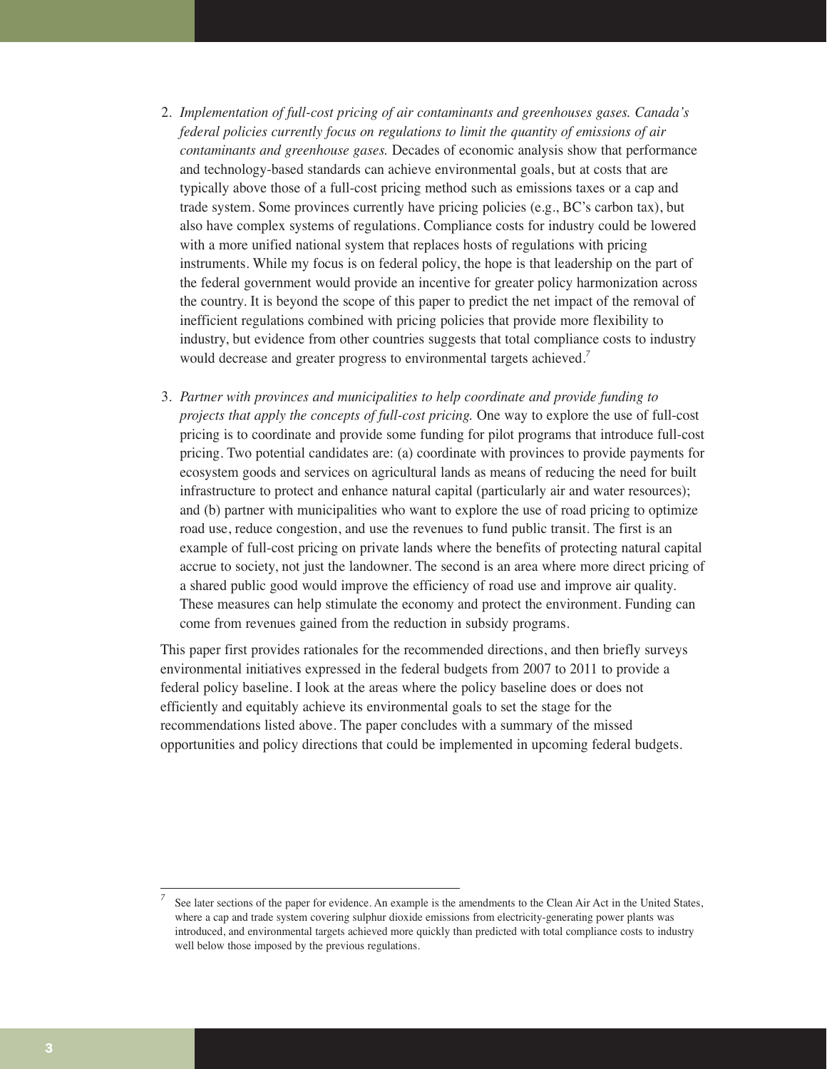2. *Implementation of full-cost pricing of air contaminants and greenhouses gases. Canada's federal policies currently focus on regulations to limit the quantity of emissions of air contaminants and greenhouse gases.* Decades of economic analysis show that performance and technology-based standards can achieve environmental goals, but at costs that are typically above those of a full-cost pricing method such as emissions taxes or a cap and trade system. Some provinces currently have pricing policies (e.g., BC's carbon tax), but also have complex systems of regulations. Compliance costs for industry could be lowered with a more unified national system that replaces hosts of regulations with pricing instruments. While my focus is on federal policy, the hope is that leadership on the part of the federal government would provide an incentive for greater policy harmonization across the country. It is beyond the scope of this paper to predict the net impact of the removal of inefficient regulations combined with pricing policies that provide more flexibility to industry, but evidence from other countries suggests that total compliance costs to industry would decrease and greater progress to environmental targets achieved.[7]

3. *Partner with provinces and municipalities to help coordinate and provide funding to projects that apply the concepts of full-cost pricing.* One way to explore the use of full-cost pricing is to coordinate and provide some funding for pilot programs that introduce full-cost pricing. Two potential candidates are: (a) coordinate with provinces to provide payments for ecosystem goods and services on agricultural lands as means of reducing the need for built infrastructure to protect and enhance natural capital (particularly air and water resources); and (b) partner with municipalities who want to explore the use of road pricing to optimize road use, reduce congestion, and use the revenues to fund public transit. The first is an example of full-cost pricing on private lands where the benefits of protecting natural capital accrue to society, not just the landowner. The second is an area where more direct pricing of a shared public good would improve the efficiency of road use and improve air quality. These measures can help stimulate the economy and protect the environment. Funding can come from revenues gained from the reduction in subsidy programs.

This paper first provides rationales for the recommended directions, and then briefly surveys environmental initiatives expressed in the federal budgets from 2007 to 2011 to provide a federal policy baseline. I look at the areas where the policy baseline does or does not efficiently and equitably achieve its environmental goals to set the stage for the recommendations listed above. The paper concludes with a summary of the missed opportunities and policy directions that could be implemented in upcoming federal budgets.

---

[7] See later sections of the paper for evidence. An example is the amendments to the Clean Air Act in the United States, where a cap and trade system covering sulphur dioxide emissions from electricity-generating power plants was introduced, and environmental targets achieved more quickly than predicted with total compliance costs to industry well below those imposed by the previous regulations.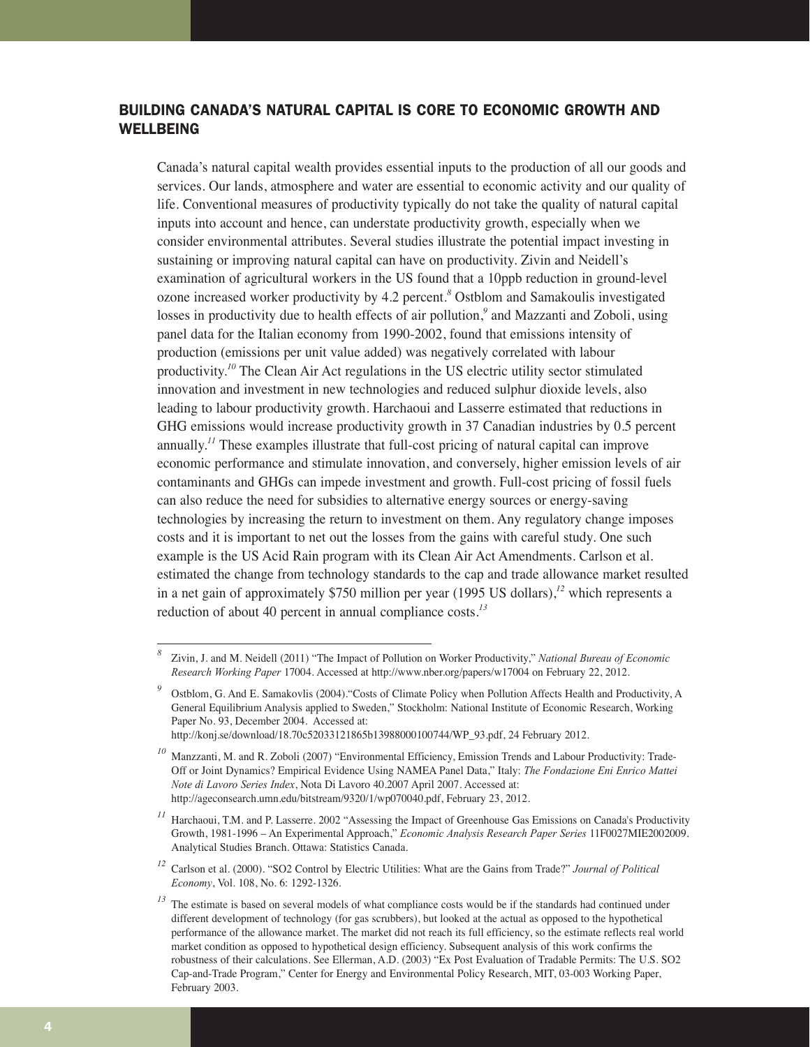## BUILDING CANADA'S NATURAL CAPITAL IS CORE TO ECONOMIC GROWTH AND WELLBEING

Canada's natural capital wealth provides essential inputs to the production of all our goods and services. Our lands, atmosphere and water are essential to economic activity and our quality of life. Conventional measures of productivity typically do not take the quality of natural capital inputs into account and hence, can understate productivity growth, especially when we consider environmental attributes. Several studies illustrate the potential impact investing in sustaining or improving natural capital can have on productivity. Zivin and Neidell's examination of agricultural workers in the US found that a 10ppb reduction in ground-level ozone increased worker productivity by 4.2 percent.[8] Ostblom and Samakoulis investigated losses in productivity due to health effects of air pollution,[9] and Mazzanti and Zoboli, using panel data for the Italian economy from 1990-2002, found that emissions intensity of production (emissions per unit value added) was negatively correlated with labour productivity.[10] The Clean Air Act regulations in the US electric utility sector stimulated innovation and investment in new technologies and reduced sulphur dioxide levels, also leading to labour productivity growth. Harchaoui and Lasserre estimated that reductions in GHG emissions would increase productivity growth in 37 Canadian industries by 0.5 percent annually.[11] These examples illustrate that full-cost pricing of natural capital can improve economic performance and stimulate innovation, and conversely, higher emission levels of air contaminants and GHGs can impede investment and growth. Full-cost pricing of fossil fuels can also reduce the need for subsidies to alternative energy sources or energy-saving technologies by increasing the return to investment on them. Any regulatory change imposes costs and it is important to net out the losses from the gains with careful study. One such example is the US Acid Rain program with its Clean Air Act Amendments. Carlson et al. estimated the change from technology standards to the cap and trade allowance market resulted in a net gain of approximately $750 million per year (1995 US dollars),[12] which represents a reduction of about 40 percent in annual compliance costs.[13]

---

[8] Zivin, J. and M. Neidell (2011) "The Impact of Pollution on Worker Productivity," *National Bureau of Economic Research Working Paper* 17004. Accessed at http://www.nber.org/papers/w17004 on February 22, 2012.

[9] Ostblom, G. And E. Samakovlis (2004)."Costs of Climate Policy when Pollution Affects Health and Productivity, A General Equilibrium Analysis applied to Sweden," Stockholm: National Institute of Economic Research, Working Paper No. 93, December 2004. Accessed at: http://konj.se/download/18.70c52033121865b13988000100744/WP_93.pdf, 24 February 2012.

[10] Manzzanti, M. and R. Zoboli (2007) "Environmental Efficiency, Emission Trends and Labour Productivity: Trade-Off or Joint Dynamics? Empirical Evidence Using NAMEA Panel Data," Italy: *The Fondazione Eni Enrico Mattei Note di Lavoro Series Index*, Nota Di Lavoro 40.2007 April 2007. Accessed at: http://ageconsearch.umn.edu/bitstream/9320/1/wp070040.pdf, February 23, 2012.

[11] Harchaoui, T.M. and P. Lasserre. 2002 "Assessing the Impact of Greenhouse Gas Emissions on Canada's Productivity Growth, 1981-1996 – An Experimental Approach," *Economic Analysis Research Paper Series* 11F0027MIE2002009. Analytical Studies Branch. Ottawa: Statistics Canada.

[12] Carlson et al. (2000). "SO2 Control by Electric Utilities: What are the Gains from Trade?" *Journal of Political Economy*, Vol. 108, No. 6: 1292-1326.

[13] The estimate is based on several models of what compliance costs would be if the standards had continued under different development of technology (for gas scrubbers), but looked at the actual as opposed to the hypothetical performance of the allowance market. The market did not reach its full efficiency, so the estimate reflects real world market condition as opposed to hypothetical design efficiency. Subsequent analysis of this work confirms the robustness of their calculations. See Ellerman, A.D. (2003) "Ex Post Evaluation of Tradable Permits: The U.S. SO2 Cap-and-Trade Program," Center for Energy and Environmental Policy Research, MIT, 03-003 Working Paper, February 2003.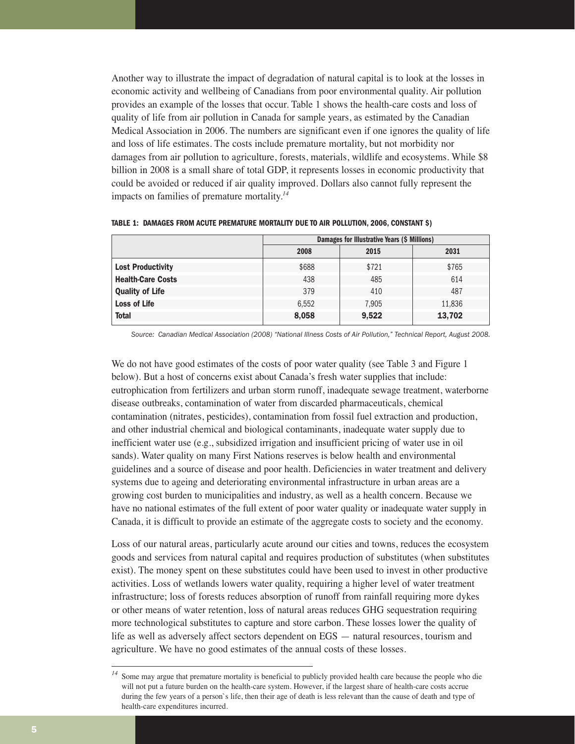Another way to illustrate the impact of degradation of natural capital is to look at the losses in economic activity and wellbeing of Canadians from poor environmental quality. Air pollution provides an example of the losses that occur. Table 1 shows the health-care costs and loss of quality of life from air pollution in Canada for sample years, as estimated by the Canadian Medical Association in 2006. The numbers are significant even if one ignores the quality of life and loss of life estimates. The costs include premature mortality, but not morbidity nor damages from air pollution to agriculture, forests, materials, wildlife and ecosystems. While $8 billion in 2008 is a small share of total GDP, it represents losses in economic productivity that could be avoided or reduced if air quality improved. Dollars also cannot fully represent the impacts on families of premature mortality.[14]

**TABLE 1: DAMAGES FROM ACUTE PREMATURE MORTALITY DUE TO AIR POLLUTION, 2006, CONSTANT $)**

| | Damages for Illustrative Years ($ Millions) | | |
|---|---|---|---|
| | 2008 | 2015 | 2031 |
| **Lost Productivity** | $688 | $721 | $765 |
| **Health-Care Costs** | 438 | 485 | 614 |
| **Quality of Life** | 379 | 410 | 487 |
| **Loss of Life** | 6,552 | 7,905 | 11,836 |
| **Total** | **8,058** | **9,522** | **13,702** |

*Source: Canadian Medical Association (2008) "National Illness Costs of Air Pollution," Technical Report, August 2008.*

We do not have good estimates of the costs of poor water quality (see Table 3 and Figure 1 below). But a host of concerns exist about Canada's fresh water supplies that include: eutrophication from fertilizers and urban storm runoff, inadequate sewage treatment, waterborne disease outbreaks, contamination of water from discarded pharmaceuticals, chemical contamination (nitrates, pesticides), contamination from fossil fuel extraction and production, and other industrial chemical and biological contaminants, inadequate water supply due to inefficient water use (e.g., subsidized irrigation and insufficient pricing of water use in oil sands). Water quality on many First Nations reserves is below health and environmental guidelines and a source of disease and poor health. Deficiencies in water treatment and delivery systems due to ageing and deteriorating environmental infrastructure in urban areas are a growing cost burden to municipalities and industry, as well as a health concern. Because we have no national estimates of the full extent of poor water quality or inadequate water supply in Canada, it is difficult to provide an estimate of the aggregate costs to society and the economy.

Loss of our natural areas, particularly acute around our cities and towns, reduces the ecosystem goods and services from natural capital and requires production of substitutes (when substitutes exist). The money spent on these substitutes could have been used to invest in other productive activities. Loss of wetlands lowers water quality, requiring a higher level of water treatment infrastructure; loss of forests reduces absorption of runoff from rainfall requiring more dykes or other means of water retention, loss of natural areas reduces GHG sequestration requiring more technological substitutes to capture and store carbon. These losses lower the quality of life as well as adversely affect sectors dependent on EGS — natural resources, tourism and agriculture. We have no good estimates of the annual costs of these losses.

[14] Some may argue that premature mortality is beneficial to publicly provided health care because the people who die will not put a future burden on the health-care system. However, if the largest share of health-care costs accrue during the few years of a person`s life, then their age of death is less relevant than the cause of death and type of health-care expenditures incurred.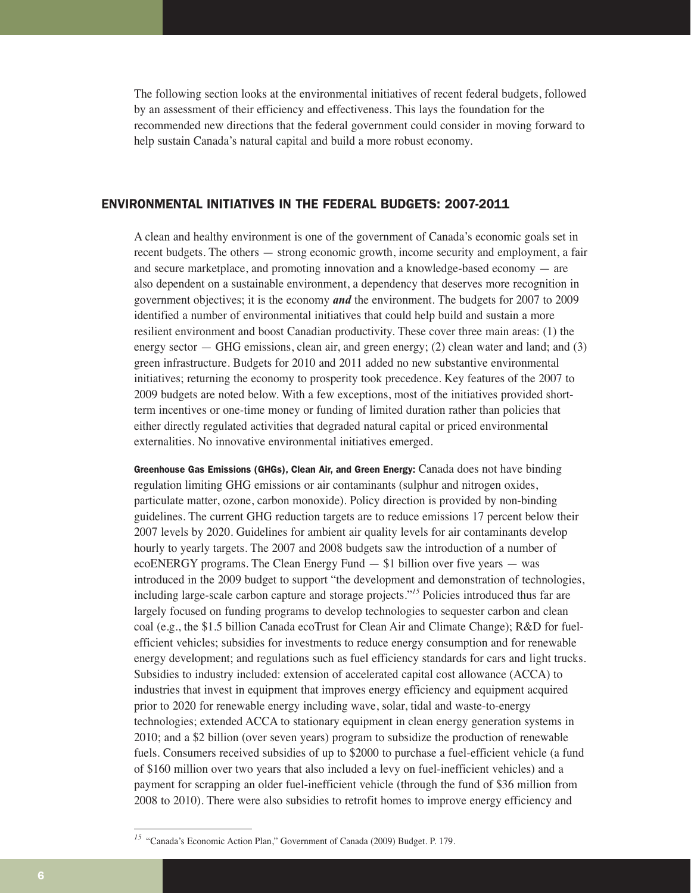The following section looks at the environmental initiatives of recent federal budgets, followed by an assessment of their efficiency and effectiveness. This lays the foundation for the recommended new directions that the federal government could consider in moving forward to help sustain Canada's natural capital and build a more robust economy.

## ENVIRONMENTAL INITIATIVES IN THE FEDERAL BUDGETS: 2007-2011

A clean and healthy environment is one of the government of Canada's economic goals set in recent budgets. The others — strong economic growth, income security and employment, a fair and secure marketplace, and promoting innovation and a knowledge-based economy — are also dependent on a sustainable environment, a dependency that deserves more recognition in government objectives; it is the economy ***and*** the environment. The budgets for 2007 to 2009 identified a number of environmental initiatives that could help build and sustain a more resilient environment and boost Canadian productivity. These cover three main areas: (1) the energy sector — GHG emissions, clean air, and green energy; (2) clean water and land; and (3) green infrastructure. Budgets for 2010 and 2011 added no new substantive environmental initiatives; returning the economy to prosperity took precedence. Key features of the 2007 to 2009 budgets are noted below. With a few exceptions, most of the initiatives provided short-term incentives or one-time money or funding of limited duration rather than policies that either directly regulated activities that degraded natural capital or priced environmental externalities. No innovative environmental initiatives emerged.

**Greenhouse Gas Emissions (GHGs), Clean Air, and Green Energy:** Canada does not have binding regulation limiting GHG emissions or air contaminants (sulphur and nitrogen oxides, particulate matter, ozone, carbon monoxide). Policy direction is provided by non-binding guidelines. The current GHG reduction targets are to reduce emissions 17 percent below their 2007 levels by 2020. Guidelines for ambient air quality levels for air contaminants develop hourly to yearly targets. The 2007 and 2008 budgets saw the introduction of a number of ecoENERGY programs. The Clean Energy Fund — \$1 billion over five years — was introduced in the 2009 budget to support "the development and demonstration of technologies, including large-scale carbon capture and storage projects."[15] Policies introduced thus far are largely focused on funding programs to develop technologies to sequester carbon and clean coal (e.g., the \$1.5 billion Canada ecoTrust for Clean Air and Climate Change); R&D for fuel-efficient vehicles; subsidies for investments to reduce energy consumption and for renewable energy development; and regulations such as fuel efficiency standards for cars and light trucks. Subsidies to industry included: extension of accelerated capital cost allowance (ACCA) to industries that invest in equipment that improves energy efficiency and equipment acquired prior to 2020 for renewable energy including wave, solar, tidal and waste-to-energy technologies; extended ACCA to stationary equipment in clean energy generation systems in 2010; and a \$2 billion (over seven years) program to subsidize the production of renewable fuels. Consumers received subsidies of up to \$2000 to purchase a fuel-efficient vehicle (a fund of \$160 million over two years that also included a levy on fuel-inefficient vehicles) and a payment for scrapping an older fuel-inefficient vehicle (through the fund of \$36 million from 2008 to 2010). There were also subsidies to retrofit homes to improve energy efficiency and

[15] "Canada's Economic Action Plan," Government of Canada (2009) Budget. P. 179.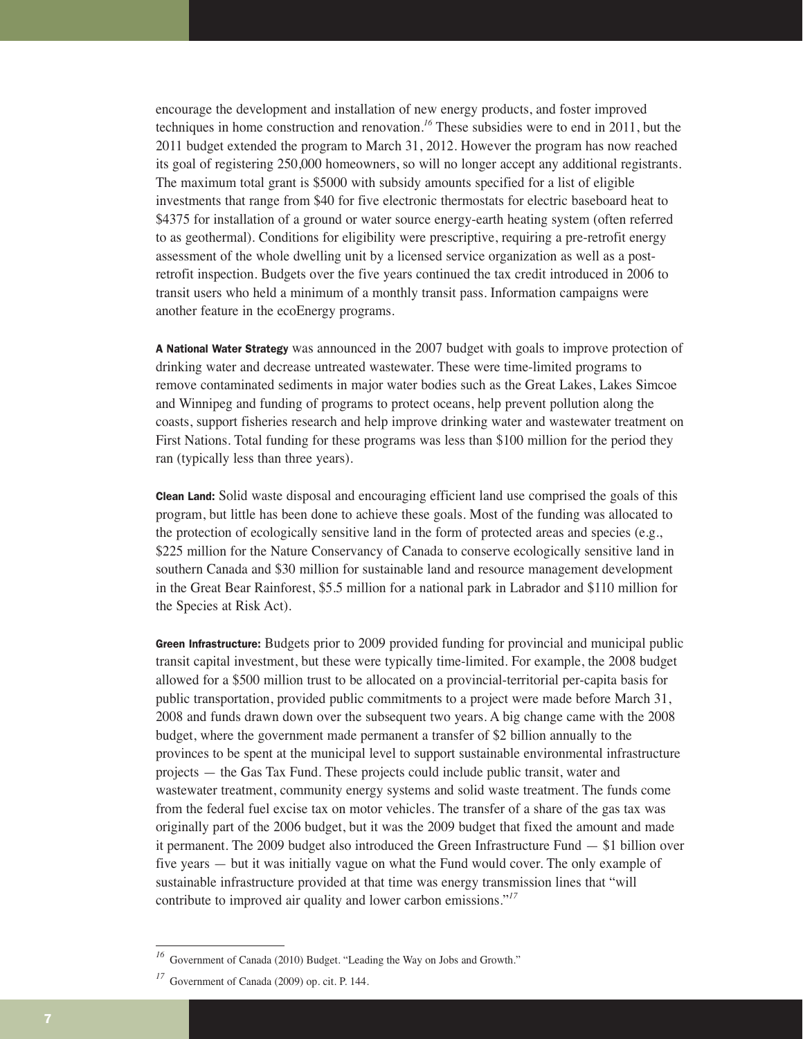encourage the development and installation of new energy products, and foster improved techniques in home construction and renovation.[16] These subsidies were to end in 2011, but the 2011 budget extended the program to March 31, 2012. However the program has now reached its goal of registering 250,000 homeowners, so will no longer accept any additional registrants. The maximum total grant is $5000 with subsidy amounts specified for a list of eligible investments that range from $40 for five electronic thermostats for electric baseboard heat to $4375 for installation of a ground or water source energy-earth heating system (often referred to as geothermal). Conditions for eligibility were prescriptive, requiring a pre-retrofit energy assessment of the whole dwelling unit by a licensed service organization as well as a post-retrofit inspection. Budgets over the five years continued the tax credit introduced in 2006 to transit users who held a minimum of a monthly transit pass. Information campaigns were another feature in the ecoEnergy programs.

**A National Water Strategy** was announced in the 2007 budget with goals to improve protection of drinking water and decrease untreated wastewater. These were time-limited programs to remove contaminated sediments in major water bodies such as the Great Lakes, Lakes Simcoe and Winnipeg and funding of programs to protect oceans, help prevent pollution along the coasts, support fisheries research and help improve drinking water and wastewater treatment on First Nations. Total funding for these programs was less than $100 million for the period they ran (typically less than three years).

**Clean Land:** Solid waste disposal and encouraging efficient land use comprised the goals of this program, but little has been done to achieve these goals. Most of the funding was allocated to the protection of ecologically sensitive land in the form of protected areas and species (e.g., $225 million for the Nature Conservancy of Canada to conserve ecologically sensitive land in southern Canada and $30 million for sustainable land and resource management development in the Great Bear Rainforest, $5.5 million for a national park in Labrador and $110 million for the Species at Risk Act).

**Green Infrastructure:** Budgets prior to 2009 provided funding for provincial and municipal public transit capital investment, but these were typically time-limited. For example, the 2008 budget allowed for a $500 million trust to be allocated on a provincial-territorial per-capita basis for public transportation, provided public commitments to a project were made before March 31, 2008 and funds drawn down over the subsequent two years. A big change came with the 2008 budget, where the government made permanent a transfer of $2 billion annually to the provinces to be spent at the municipal level to support sustainable environmental infrastructure projects — the Gas Tax Fund. These projects could include public transit, water and wastewater treatment, community energy systems and solid waste treatment. The funds come from the federal fuel excise tax on motor vehicles. The transfer of a share of the gas tax was originally part of the 2006 budget, but it was the 2009 budget that fixed the amount and made it permanent. The 2009 budget also introduced the Green Infrastructure Fund — $1 billion over five years — but it was initially vague on what the Fund would cover. The only example of sustainable infrastructure provided at that time was energy transmission lines that "will contribute to improved air quality and lower carbon emissions."[17]

---

[16] Government of Canada (2010) Budget. "Leading the Way on Jobs and Growth."

[17] Government of Canada (2009) op. cit. P. 144.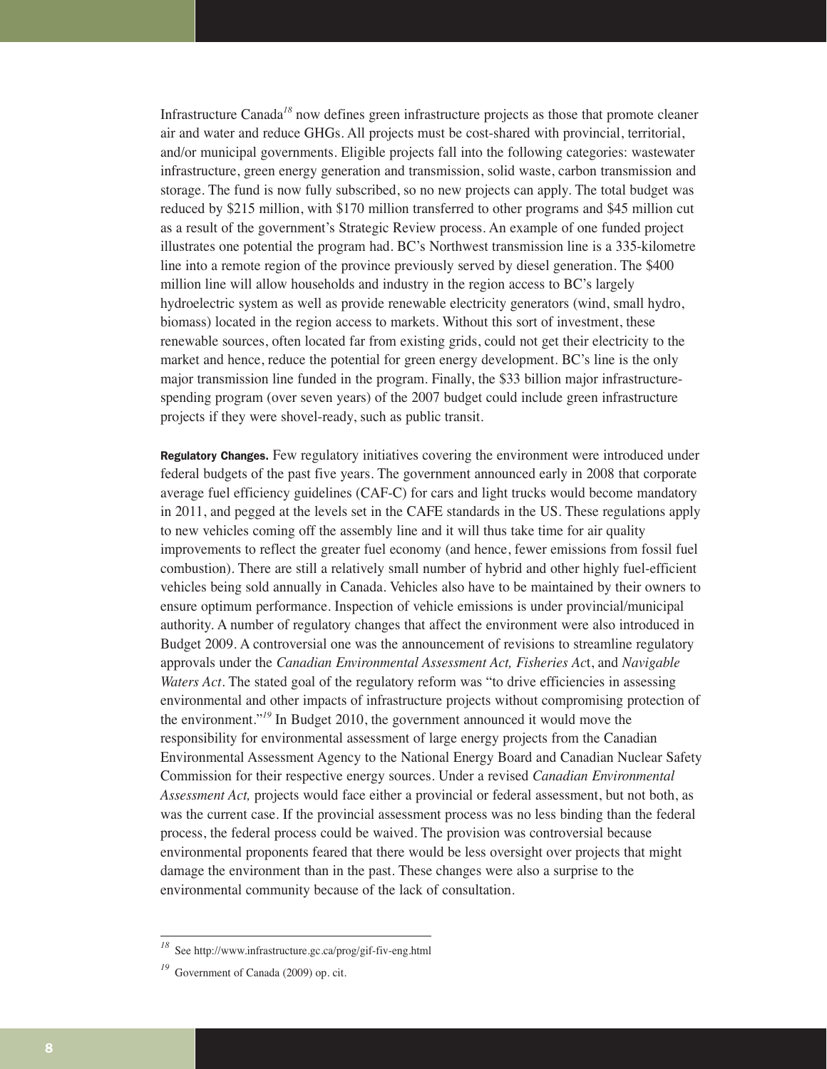Infrastructure Canada[18] now defines green infrastructure projects as those that promote cleaner air and water and reduce GHGs. All projects must be cost-shared with provincial, territorial, and/or municipal governments. Eligible projects fall into the following categories: wastewater infrastructure, green energy generation and transmission, solid waste, carbon transmission and storage. The fund is now fully subscribed, so no new projects can apply. The total budget was reduced by $215 million, with $170 million transferred to other programs and $45 million cut as a result of the government's Strategic Review process. An example of one funded project illustrates one potential the program had. BC's Northwest transmission line is a 335-kilometre line into a remote region of the province previously served by diesel generation. The $400 million line will allow households and industry in the region access to BC's largely hydroelectric system as well as provide renewable electricity generators (wind, small hydro, biomass) located in the region access to markets. Without this sort of investment, these renewable sources, often located far from existing grids, could not get their electricity to the market and hence, reduce the potential for green energy development. BC's line is the only major transmission line funded in the program. Finally, the $33 billion major infrastructure-spending program (over seven years) of the 2007 budget could include green infrastructure projects if they were shovel-ready, such as public transit.

**Regulatory Changes.** Few regulatory initiatives covering the environment were introduced under federal budgets of the past five years. The government announced early in 2008 that corporate average fuel efficiency guidelines (CAF-C) for cars and light trucks would become mandatory in 2011, and pegged at the levels set in the CAFE standards in the US. These regulations apply to new vehicles coming off the assembly line and it will thus take time for air quality improvements to reflect the greater fuel economy (and hence, fewer emissions from fossil fuel combustion). There are still a relatively small number of hybrid and other highly fuel-efficient vehicles being sold annually in Canada. Vehicles also have to be maintained by their owners to ensure optimum performance. Inspection of vehicle emissions is under provincial/municipal authority. A number of regulatory changes that affect the environment were also introduced in Budget 2009. A controversial one was the announcement of revisions to streamline regulatory approvals under the *Canadian Environmental Assessment Act, Fisheries Act*, and *Navigable Waters Act*. The stated goal of the regulatory reform was "to drive efficiencies in assessing environmental and other impacts of infrastructure projects without compromising protection of the environment."[19] In Budget 2010, the government announced it would move the responsibility for environmental assessment of large energy projects from the Canadian Environmental Assessment Agency to the National Energy Board and Canadian Nuclear Safety Commission for their respective energy sources. Under a revised *Canadian Environmental Assessment Act,* projects would face either a provincial or federal assessment, but not both, as was the current case. If the provincial assessment process was no less binding than the federal process, the federal process could be waived. The provision was controversial because environmental proponents feared that there would be less oversight over projects that might damage the environment than in the past. These changes were also a surprise to the environmental community because of the lack of consultation.

---

[18] See http://www.infrastructure.gc.ca/prog/gif-fiv-eng.html

[19] Government of Canada (2009) op. cit.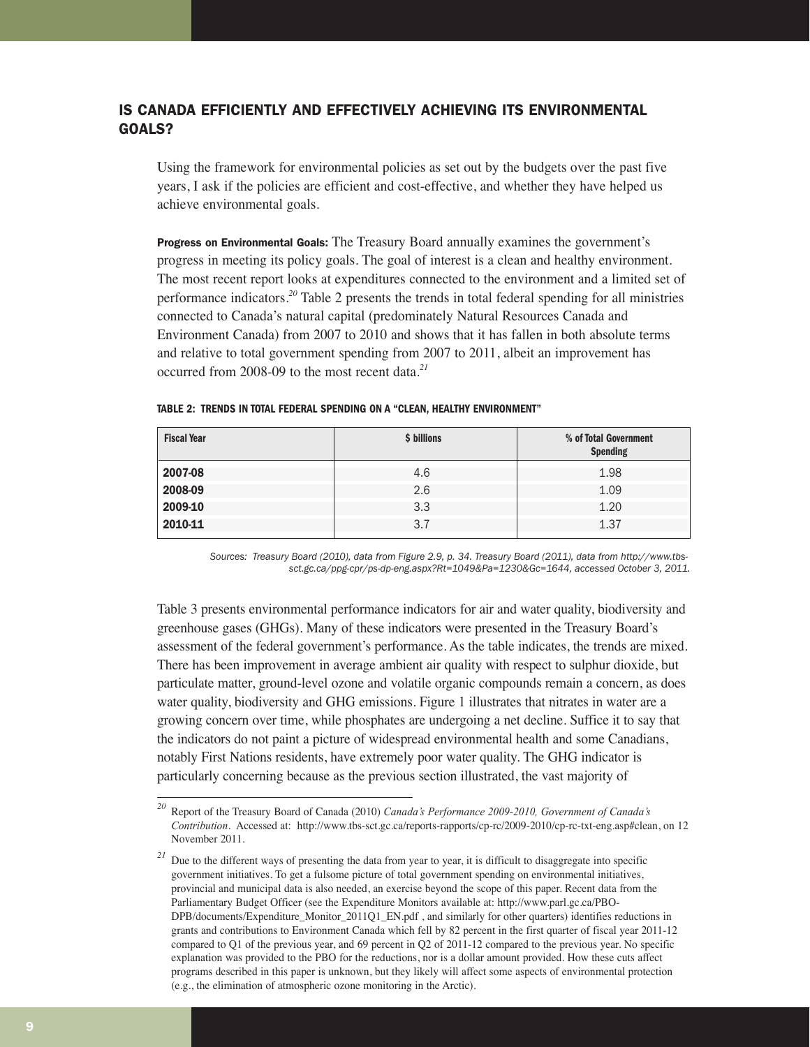## IS CANADA EFFICIENTLY AND EFFECTIVELY ACHIEVING ITS ENVIRONMENTAL GOALS?

Using the framework for environmental policies as set out by the budgets over the past five years, I ask if the policies are efficient and cost-effective, and whether they have helped us achieve environmental goals.

**Progress on Environmental Goals:** The Treasury Board annually examines the government's progress in meeting its policy goals. The goal of interest is a clean and healthy environment. The most recent report looks at expenditures connected to the environment and a limited set of performance indicators.[20] Table 2 presents the trends in total federal spending for all ministries connected to Canada's natural capital (predominately Natural Resources Canada and Environment Canada) from 2007 to 2010 and shows that it has fallen in both absolute terms and relative to total government spending from 2007 to 2011, albeit an improvement has occurred from 2008-09 to the most recent data.[21]

**TABLE 2: TRENDS IN TOTAL FEDERAL SPENDING ON A "CLEAN, HEALTHY ENVIRONMENT"**

| Fiscal Year | $ billions | % of Total Government Spending |
|---|---|---|
| **2007-08** | 4.6 | 1.98 |
| **2008-09** | 2.6 | 1.09 |
| **2009-10** | 3.3 | 1.20 |
| **2010-11** | 3.7 | 1.37 |

*Sources: Treasury Board (2010), data from Figure 2.9, p. 34. Treasury Board (2011), data from http://www.tbs-sct.gc.ca/ppg-cpr/ps-dp-eng.aspx?Rt=1049&Pa=1230&Gc=1644, accessed October 3, 2011.*

Table 3 presents environmental performance indicators for air and water quality, biodiversity and greenhouse gases (GHGs). Many of these indicators were presented in the Treasury Board's assessment of the federal government's performance. As the table indicates, the trends are mixed. There has been improvement in average ambient air quality with respect to sulphur dioxide, but particulate matter, ground-level ozone and volatile organic compounds remain a concern, as does water quality, biodiversity and GHG emissions. Figure 1 illustrates that nitrates in water are a growing concern over time, while phosphates are undergoing a net decline. Suffice it to say that the indicators do not paint a picture of widespread environmental health and some Canadians, notably First Nations residents, have extremely poor water quality. The GHG indicator is particularly concerning because as the previous section illustrated, the vast majority of

---

[20] Report of the Treasury Board of Canada (2010) *Canada's Performance 2009-2010, Government of Canada's Contribution*. Accessed at: http://www.tbs-sct.gc.ca/reports-rapports/cp-rc/2009-2010/cp-rc-txt-eng.asp#clean, on 12 November 2011.

[21] Due to the different ways of presenting the data from year to year, it is difficult to disaggregate into specific government initiatives. To get a fulsome picture of total government spending on environmental initiatives, provincial and municipal data is also needed, an exercise beyond the scope of this paper. Recent data from the Parliamentary Budget Officer (see the Expenditure Monitors available at: http://www.parl.gc.ca/PBO-DPB/documents/Expenditure_Monitor_2011Q1_EN.pdf , and similarly for other quarters) identifies reductions in grants and contributions to Environment Canada which fell by 82 percent in the first quarter of fiscal year 2011-12 compared to Q1 of the previous year, and 69 percent in Q2 of 2011-12 compared to the previous year. No specific explanation was provided to the PBO for the reductions, nor is a dollar amount provided. How these cuts affect programs described in this paper is unknown, but they likely will affect some aspects of environmental protection (e.g., the elimination of atmospheric ozone monitoring in the Arctic).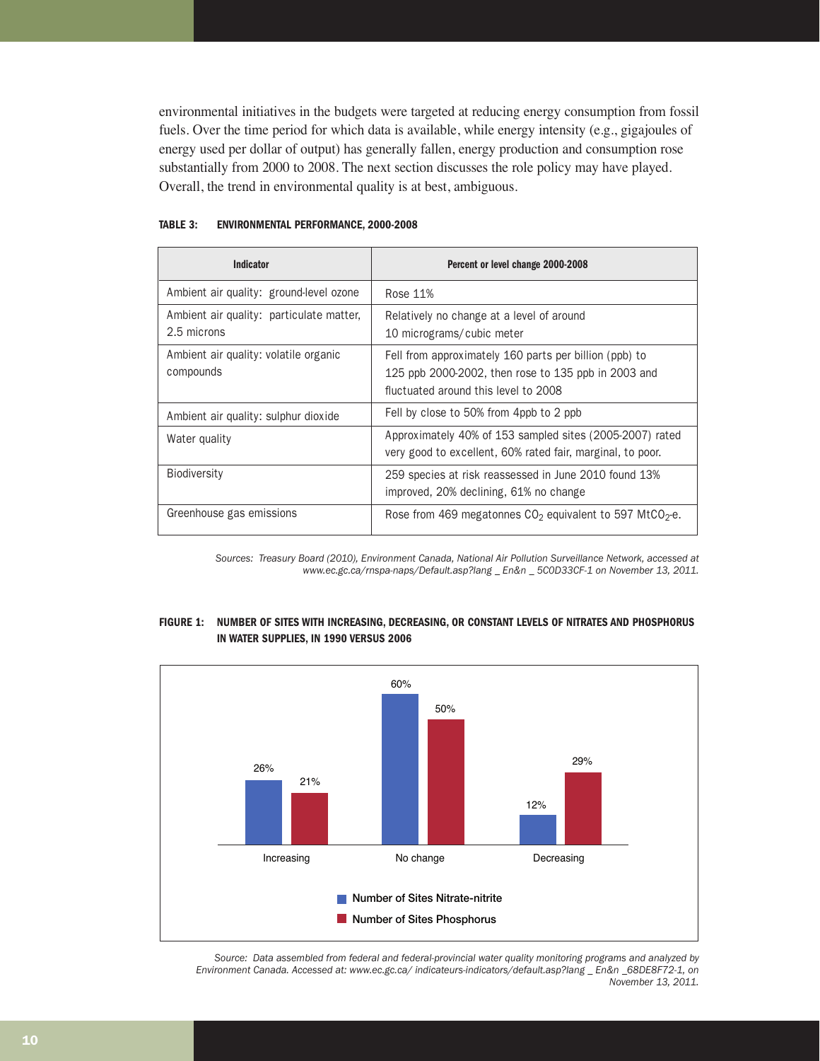environmental initiatives in the budgets were targeted at reducing energy consumption from fossil fuels. Over the time period for which data is available, while energy intensity (e.g., gigajoules of energy used per dollar of output) has generally fallen, energy production and consumption rose substantially from 2000 to 2008. The next section discusses the role policy may have played. Overall, the trend in environmental quality is at best, ambiguous.

**TABLE 3: ENVIRONMENTAL PERFORMANCE, 2000-2008**

| Indicator | Percent or level change 2000-2008 |
|---|---|
| Ambient air quality: ground-level ozone | Rose 11% |
| Ambient air quality: particulate matter, 2.5 microns | Relatively no change at a level of around 10 micrograms/cubic meter |
| Ambient air quality: volatile organic compounds | Fell from approximately 160 parts per billion (ppb) to 125 ppb 2000-2002, then rose to 135 ppb in 2003 and fluctuated around this level to 2008 |
| Ambient air quality: sulphur dioxide | Fell by close to 50% from 4ppb to 2 ppb |
| Water quality | Approximately 40% of 153 sampled sites (2005-2007) rated very good to excellent, 60% rated fair, marginal, to poor. |
| Biodiversity | 259 species at risk reassessed in June 2010 found 13% improved, 20% declining, 61% no change |
| Greenhouse gas emissions | Rose from 469 megatonnes $CO_2$ equivalent to 597 $MtCO_2$-e. |

*Sources: Treasury Board (2010), Environment Canada, National Air Pollution Surveillance Network, accessed at www.ec.gc.ca/rnspa-naps/Default.asp?lang _ En&n _ 5C0D33CF-1 on November 13, 2011.*

**FIGURE 1: NUMBER OF SITES WITH INCREASING, DECREASING, OR CONSTANT LEVELS OF NITRATES AND PHOSPHORUS IN WATER SUPPLIES, IN 1990 VERSUS 2006**

| | Number of Sites Nitrate-nitrite | Number of Sites Phosphorus |
|---|---|---|
| Increasing | 26% | 21% |
| No change | 60% | 50% |
| Decreasing | 12% | 29% |

*Source: Data assembled from federal and federal-provincial water quality monitoring programs and analyzed by Environment Canada. Accessed at: www.ec.gc.ca/ indicateurs-indicators/default.asp?lang _ En&n _68DE8F72-1, on November 13, 2011.*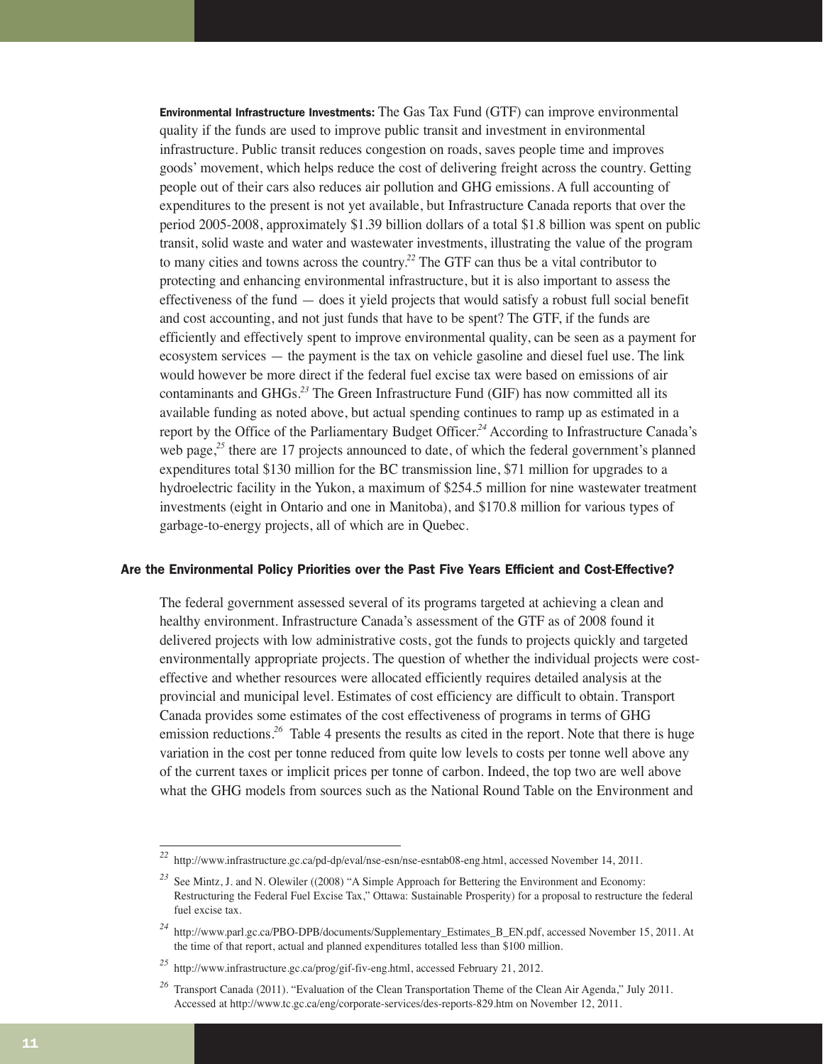**Environmental Infrastructure Investments:** The Gas Tax Fund (GTF) can improve environmental quality if the funds are used to improve public transit and investment in environmental infrastructure. Public transit reduces congestion on roads, saves people time and improves goods' movement, which helps reduce the cost of delivering freight across the country. Getting people out of their cars also reduces air pollution and GHG emissions. A full accounting of expenditures to the present is not yet available, but Infrastructure Canada reports that over the period 2005-2008, approximately $1.39 billion dollars of a total $1.8 billion was spent on public transit, solid waste and water and wastewater investments, illustrating the value of the program to many cities and towns across the country.[22] The GTF can thus be a vital contributor to protecting and enhancing environmental infrastructure, but it is also important to assess the effectiveness of the fund — does it yield projects that would satisfy a robust full social benefit and cost accounting, and not just funds that have to be spent? The GTF, if the funds are efficiently and effectively spent to improve environmental quality, can be seen as a payment for ecosystem services — the payment is the tax on vehicle gasoline and diesel fuel use. The link would however be more direct if the federal fuel excise tax were based on emissions of air contaminants and GHGs.[23] The Green Infrastructure Fund (GIF) has now committed all its available funding as noted above, but actual spending continues to ramp up as estimated in a report by the Office of the Parliamentary Budget Officer.[24] According to Infrastructure Canada's web page,[25] there are 17 projects announced to date, of which the federal government's planned expenditures total $130 million for the BC transmission line, $71 million for upgrades to a hydroelectric facility in the Yukon, a maximum of $254.5 million for nine wastewater treatment investments (eight in Ontario and one in Manitoba), and $170.8 million for various types of garbage-to-energy projects, all of which are in Quebec.

### Are the Environmental Policy Priorities over the Past Five Years Efficient and Cost-Effective?

The federal government assessed several of its programs targeted at achieving a clean and healthy environment. Infrastructure Canada's assessment of the GTF as of 2008 found it delivered projects with low administrative costs, got the funds to projects quickly and targeted environmentally appropriate projects. The question of whether the individual projects were cost-effective and whether resources were allocated efficiently requires detailed analysis at the provincial and municipal level. Estimates of cost efficiency are difficult to obtain. Transport Canada provides some estimates of the cost effectiveness of programs in terms of GHG emission reductions.[26] Table 4 presents the results as cited in the report. Note that there is huge variation in the cost per tonne reduced from quite low levels to costs per tonne well above any of the current taxes or implicit prices per tonne of carbon. Indeed, the top two are well above what the GHG models from sources such as the National Round Table on the Environment and

---

[22] http://www.infrastructure.gc.ca/pd-dp/eval/nse-esn/nse-esntab08-eng.html, accessed November 14, 2011.

[23] See Mintz, J. and N. Olewiler ((2008) "A Simple Approach for Bettering the Environment and Economy: Restructuring the Federal Fuel Excise Tax," Ottawa: Sustainable Prosperity) for a proposal to restructure the federal fuel excise tax.

[24] http://www.parl.gc.ca/PBO-DPB/documents/Supplementary_Estimates_B_EN.pdf, accessed November 15, 2011. At the time of that report, actual and planned expenditures totalled less than $100 million.

[25] http://www.infrastructure.gc.ca/prog/gif-fiv-eng.html, accessed February 21, 2012.

[26] Transport Canada (2011). "Evaluation of the Clean Transportation Theme of the Clean Air Agenda," July 2011. Accessed at http://www.tc.gc.ca/eng/corporate-services/des-reports-829.htm on November 12, 2011.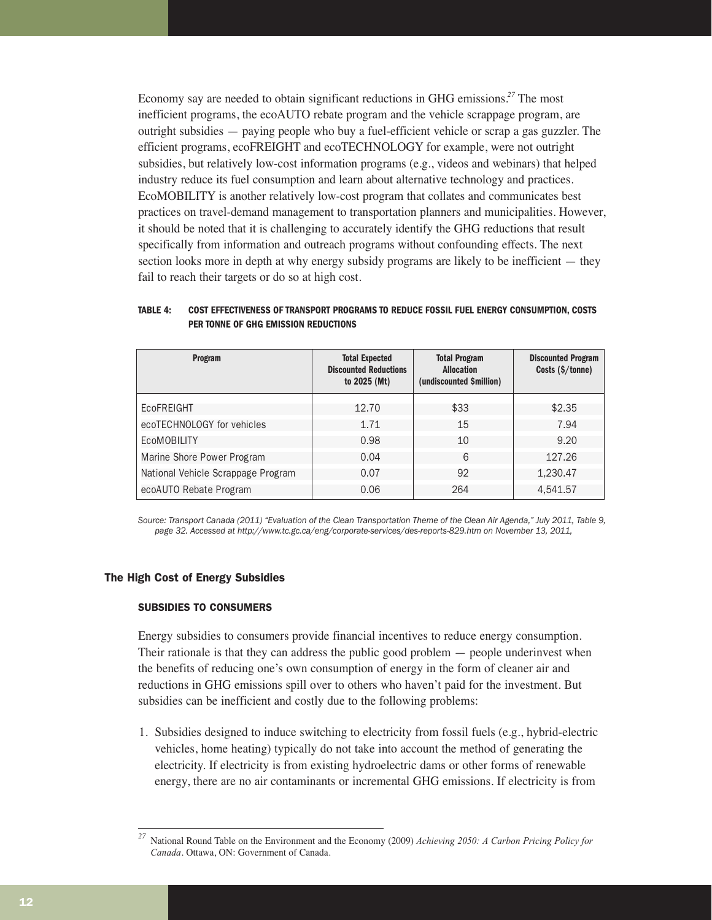Economy say are needed to obtain significant reductions in GHG emissions.[27] The most inefficient programs, the ecoAUTO rebate program and the vehicle scrappage program, are outright subsidies — paying people who buy a fuel-efficient vehicle or scrap a gas guzzler. The efficient programs, ecoFREIGHT and ecoTECHNOLOGY for example, were not outright subsidies, but relatively low-cost information programs (e.g., videos and webinars) that helped industry reduce its fuel consumption and learn about alternative technology and practices. EcoMOBILITY is another relatively low-cost program that collates and communicates best practices on travel-demand management to transportation planners and municipalities. However, it should be noted that it is challenging to accurately identify the GHG reductions that result specifically from information and outreach programs without confounding effects. The next section looks more in depth at why energy subsidy programs are likely to be inefficient — they fail to reach their targets or do so at high cost.

**TABLE 4: COST EFFECTIVENESS OF TRANSPORT PROGRAMS TO REDUCE FOSSIL FUEL ENERGY CONSUMPTION, COSTS PER TONNE OF GHG EMISSION REDUCTIONS**

| Program | Total Expected Discounted Reductions to 2025 (Mt) | Total Program Allocation (undiscounted $million) | Discounted Program Costs ($/tonne) |
|---|---|---|---|
| EcoFREIGHT | 12.70 | $33 | $2.35 |
| ecoTECHNOLOGY for vehicles | 1.71 | 15 | 7.94 |
| EcoMOBILITY | 0.98 | 10 | 9.20 |
| Marine Shore Power Program | 0.04 | 6 | 127.26 |
| National Vehicle Scrappage Program | 0.07 | 92 | 1,230.47 |
| ecoAUTO Rebate Program | 0.06 | 264 | 4,541.57 |

*Source: Transport Canada (2011) "Evaluation of the Clean Transportation Theme of the Clean Air Agenda," July 2011, Table 9, page 32. Accessed at http://www.tc.gc.ca/eng/corporate-services/des-reports-829.htm on November 13, 2011,*

## The High Cost of Energy Subsidies

### SUBSIDIES TO CONSUMERS

Energy subsidies to consumers provide financial incentives to reduce energy consumption. Their rationale is that they can address the public good problem — people underinvest when the benefits of reducing one's own consumption of energy in the form of cleaner air and reductions in GHG emissions spill over to others who haven't paid for the investment. But subsidies can be inefficient and costly due to the following problems:

1. Subsidies designed to induce switching to electricity from fossil fuels (e.g., hybrid-electric vehicles, home heating) typically do not take into account the method of generating the electricity. If electricity is from existing hydroelectric dams or other forms of renewable energy, there are no air contaminants or incremental GHG emissions. If electricity is from

[27] National Round Table on the Environment and the Economy (2009) *Achieving 2050: A Carbon Pricing Policy for Canada*. Ottawa, ON: Government of Canada.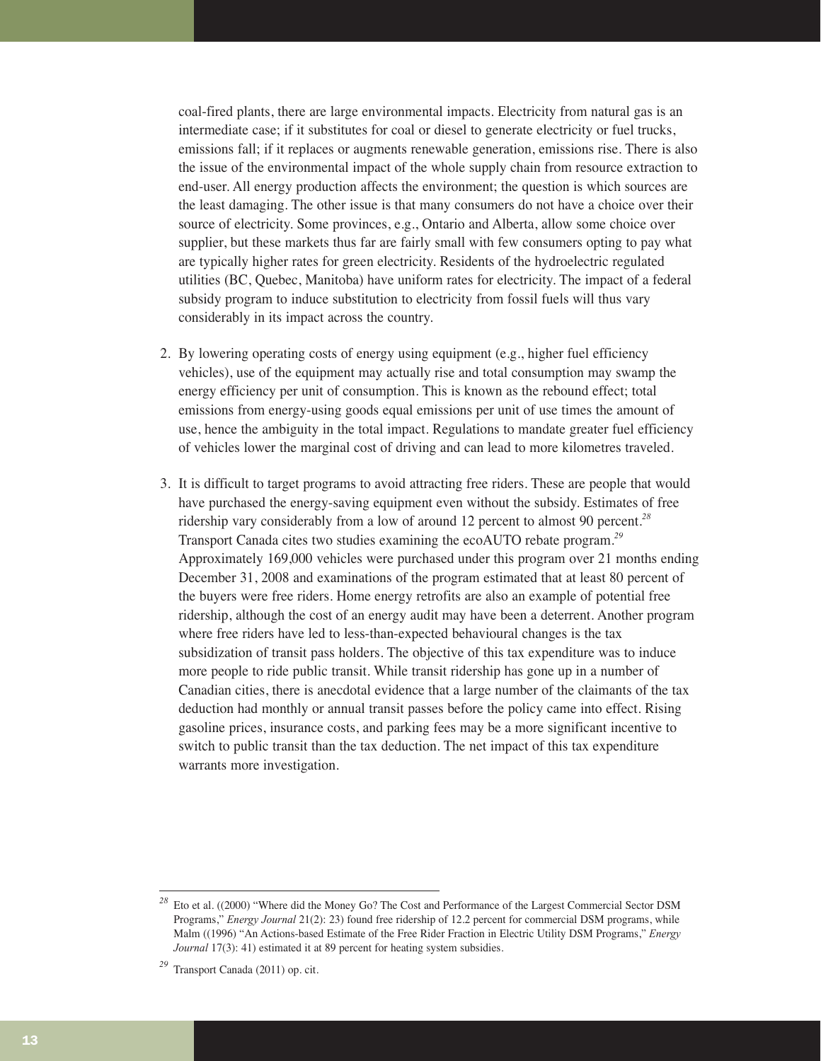coal-fired plants, there are large environmental impacts. Electricity from natural gas is an intermediate case; if it substitutes for coal or diesel to generate electricity or fuel trucks, emissions fall; if it replaces or augments renewable generation, emissions rise. There is also the issue of the environmental impact of the whole supply chain from resource extraction to end-user. All energy production affects the environment; the question is which sources are the least damaging. The other issue is that many consumers do not have a choice over their source of electricity. Some provinces, e.g., Ontario and Alberta, allow some choice over supplier, but these markets thus far are fairly small with few consumers opting to pay what are typically higher rates for green electricity. Residents of the hydroelectric regulated utilities (BC, Quebec, Manitoba) have uniform rates for electricity. The impact of a federal subsidy program to induce substitution to electricity from fossil fuels will thus vary considerably in its impact across the country.

2. By lowering operating costs of energy using equipment (e.g., higher fuel efficiency vehicles), use of the equipment may actually rise and total consumption may swamp the energy efficiency per unit of consumption. This is known as the rebound effect; total emissions from energy-using goods equal emissions per unit of use times the amount of use, hence the ambiguity in the total impact. Regulations to mandate greater fuel efficiency of vehicles lower the marginal cost of driving and can lead to more kilometres traveled.

3. It is difficult to target programs to avoid attracting free riders. These are people that would have purchased the energy-saving equipment even without the subsidy. Estimates of free ridership vary considerably from a low of around 12 percent to almost 90 percent.[28] Transport Canada cites two studies examining the ecoAUTO rebate program.[29] Approximately 169,000 vehicles were purchased under this program over 21 months ending December 31, 2008 and examinations of the program estimated that at least 80 percent of the buyers were free riders. Home energy retrofits are also an example of potential free ridership, although the cost of an energy audit may have been a deterrent. Another program where free riders have led to less-than-expected behavioural changes is the tax subsidization of transit pass holders. The objective of this tax expenditure was to induce more people to ride public transit. While transit ridership has gone up in a number of Canadian cities, there is anecdotal evidence that a large number of the claimants of the tax deduction had monthly or annual transit passes before the policy came into effect. Rising gasoline prices, insurance costs, and parking fees may be a more significant incentive to switch to public transit than the tax deduction. The net impact of this tax expenditure warrants more investigation.

---

[28] Eto et al. ((2000) "Where did the Money Go? The Cost and Performance of the Largest Commercial Sector DSM Programs," *Energy Journal* 21(2): 23) found free ridership of 12.2 percent for commercial DSM programs, while Malm ((1996) "An Actions-based Estimate of the Free Rider Fraction in Electric Utility DSM Programs," *Energy Journal* 17(3): 41) estimated it at 89 percent for heating system subsidies.

[29] Transport Canada (2011) op. cit.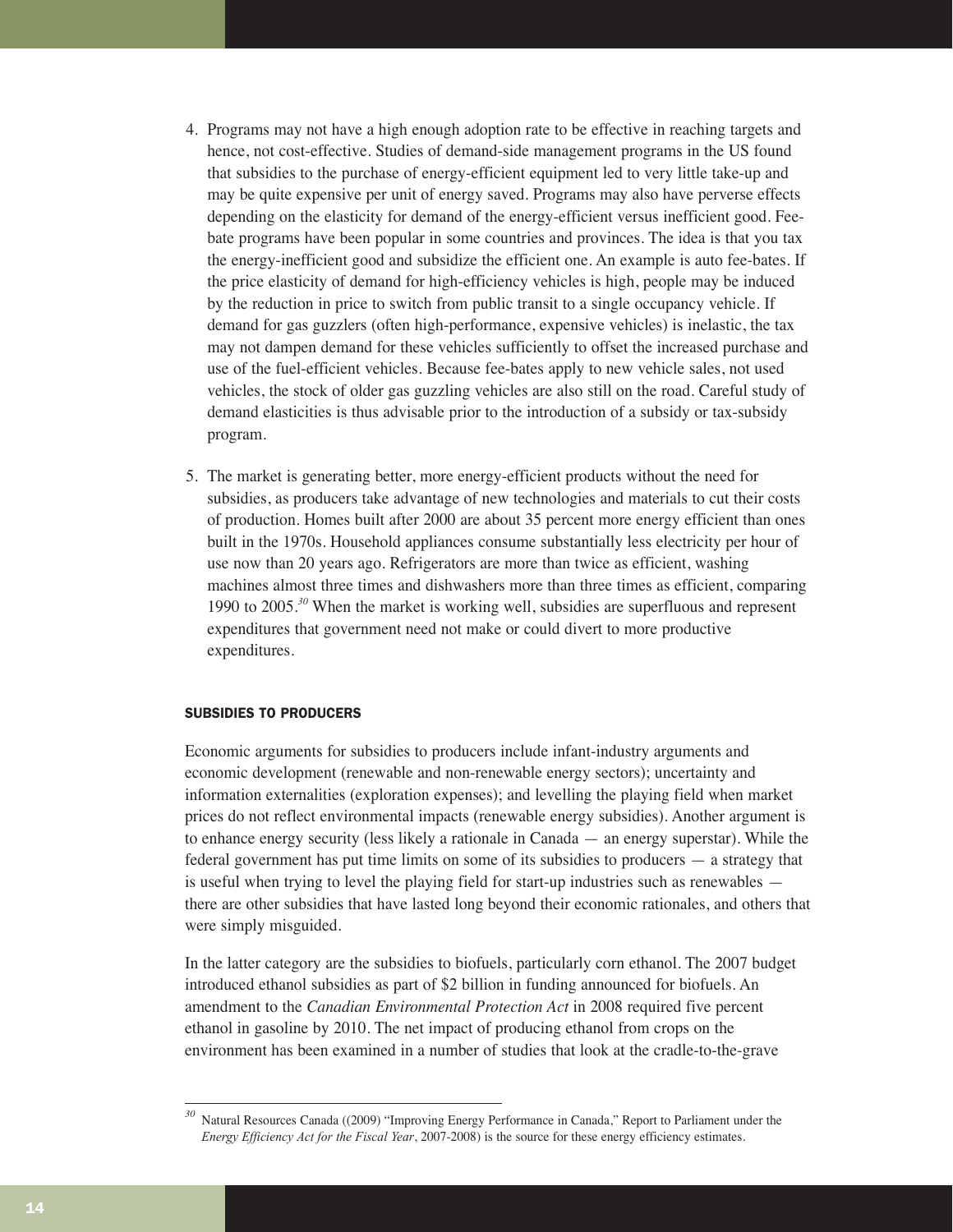4. Programs may not have a high enough adoption rate to be effective in reaching targets and hence, not cost-effective. Studies of demand-side management programs in the US found that subsidies to the purchase of energy-efficient equipment led to very little take-up and may be quite expensive per unit of energy saved. Programs may also have perverse effects depending on the elasticity for demand of the energy-efficient versus inefficient good. Fee-bate programs have been popular in some countries and provinces. The idea is that you tax the energy-inefficient good and subsidize the efficient one. An example is auto fee-bates. If the price elasticity of demand for high-efficiency vehicles is high, people may be induced by the reduction in price to switch from public transit to a single occupancy vehicle. If demand for gas guzzlers (often high-performance, expensive vehicles) is inelastic, the tax may not dampen demand for these vehicles sufficiently to offset the increased purchase and use of the fuel-efficient vehicles. Because fee-bates apply to new vehicle sales, not used vehicles, the stock of older gas guzzling vehicles are also still on the road. Careful study of demand elasticities is thus advisable prior to the introduction of a subsidy or tax-subsidy program.

5. The market is generating better, more energy-efficient products without the need for subsidies, as producers take advantage of new technologies and materials to cut their costs of production. Homes built after 2000 are about 35 percent more energy efficient than ones built in the 1970s. Household appliances consume substantially less electricity per hour of use now than 20 years ago. Refrigerators are more than twice as efficient, washing machines almost three times and dishwashers more than three times as efficient, comparing 1990 to 2005.[30] When the market is working well, subsidies are superfluous and represent expenditures that government need not make or could divert to more productive expenditures.

#### SUBSIDIES TO PRODUCERS

Economic arguments for subsidies to producers include infant-industry arguments and economic development (renewable and non-renewable energy sectors); uncertainty and information externalities (exploration expenses); and levelling the playing field when market prices do not reflect environmental impacts (renewable energy subsidies). Another argument is to enhance energy security (less likely a rationale in Canada — an energy superstar). While the federal government has put time limits on some of its subsidies to producers — a strategy that is useful when trying to level the playing field for start-up industries such as renewables — there are other subsidies that have lasted long beyond their economic rationales, and others that were simply misguided.

In the latter category are the subsidies to biofuels, particularly corn ethanol. The 2007 budget introduced ethanol subsidies as part of $2 billion in funding announced for biofuels. An amendment to the *Canadian Environmental Protection Act* in 2008 required five percent ethanol in gasoline by 2010. The net impact of producing ethanol from crops on the environment has been examined in a number of studies that look at the cradle-to-the-grave

[30] Natural Resources Canada ((2009) "Improving Energy Performance in Canada," Report to Parliament under the *Energy Efficiency Act for the Fiscal Year*, 2007-2008) is the source for these energy efficiency estimates.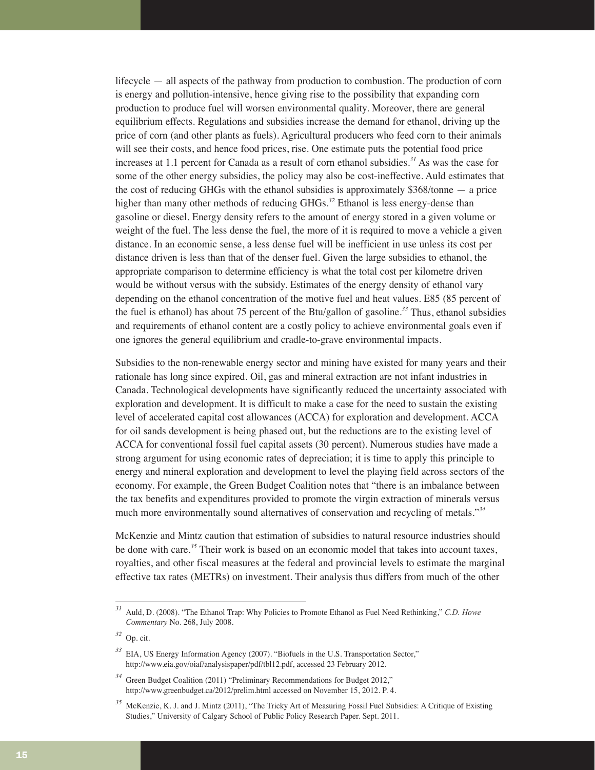lifecycle — all aspects of the pathway from production to combustion. The production of corn is energy and pollution-intensive, hence giving rise to the possibility that expanding corn production to produce fuel will worsen environmental quality. Moreover, there are general equilibrium effects. Regulations and subsidies increase the demand for ethanol, driving up the price of corn (and other plants as fuels). Agricultural producers who feed corn to their animals will see their costs, and hence food prices, rise. One estimate puts the potential food price increases at 1.1 percent for Canada as a result of corn ethanol subsidies.[31] As was the case for some of the other energy subsidies, the policy may also be cost-ineffective. Auld estimates that the cost of reducing GHGs with the ethanol subsidies is approximately $368/tonne — a price higher than many other methods of reducing GHGs.[32] Ethanol is less energy-dense than gasoline or diesel. Energy density refers to the amount of energy stored in a given volume or weight of the fuel. The less dense the fuel, the more of it is required to move a vehicle a given distance. In an economic sense, a less dense fuel will be inefficient in use unless its cost per distance driven is less than that of the denser fuel. Given the large subsidies to ethanol, the appropriate comparison to determine efficiency is what the total cost per kilometre driven would be without versus with the subsidy. Estimates of the energy density of ethanol vary depending on the ethanol concentration of the motive fuel and heat values. E85 (85 percent of the fuel is ethanol) has about 75 percent of the Btu/gallon of gasoline.[33] Thus, ethanol subsidies and requirements of ethanol content are a costly policy to achieve environmental goals even if one ignores the general equilibrium and cradle-to-grave environmental impacts.

Subsidies to the non-renewable energy sector and mining have existed for many years and their rationale has long since expired. Oil, gas and mineral extraction are not infant industries in Canada. Technological developments have significantly reduced the uncertainty associated with exploration and development. It is difficult to make a case for the need to sustain the existing level of accelerated capital cost allowances (ACCA) for exploration and development. ACCA for oil sands development is being phased out, but the reductions are to the existing level of ACCA for conventional fossil fuel capital assets (30 percent). Numerous studies have made a strong argument for using economic rates of depreciation; it is time to apply this principle to energy and mineral exploration and development to level the playing field across sectors of the economy. For example, the Green Budget Coalition notes that "there is an imbalance between the tax benefits and expenditures provided to promote the virgin extraction of minerals versus much more environmentally sound alternatives of conservation and recycling of metals."[34]

McKenzie and Mintz caution that estimation of subsidies to natural resource industries should be done with care.[35] Their work is based on an economic model that takes into account taxes, royalties, and other fiscal measures at the federal and provincial levels to estimate the marginal effective tax rates (METRs) on investment. Their analysis thus differs from much of the other

---

[31] Auld, D. (2008). "The Ethanol Trap: Why Policies to Promote Ethanol as Fuel Need Rethinking," *C.D. Howe Commentary* No. 268, July 2008.

[32] Op. cit.

[33] EIA, US Energy Information Agency (2007). "Biofuels in the U.S. Transportation Sector," http://www.eia.gov/oiaf/analysispaper/pdf/tbl12.pdf, accessed 23 February 2012.

[34] Green Budget Coalition (2011) "Preliminary Recommendations for Budget 2012," http://www.greenbudget.ca/2012/prelim.html accessed on November 15, 2012. P. 4.

[35] McKenzie, K. J. and J. Mintz (2011), "The Tricky Art of Measuring Fossil Fuel Subsidies: A Critique of Existing Studies," University of Calgary School of Public Policy Research Paper. Sept. 2011.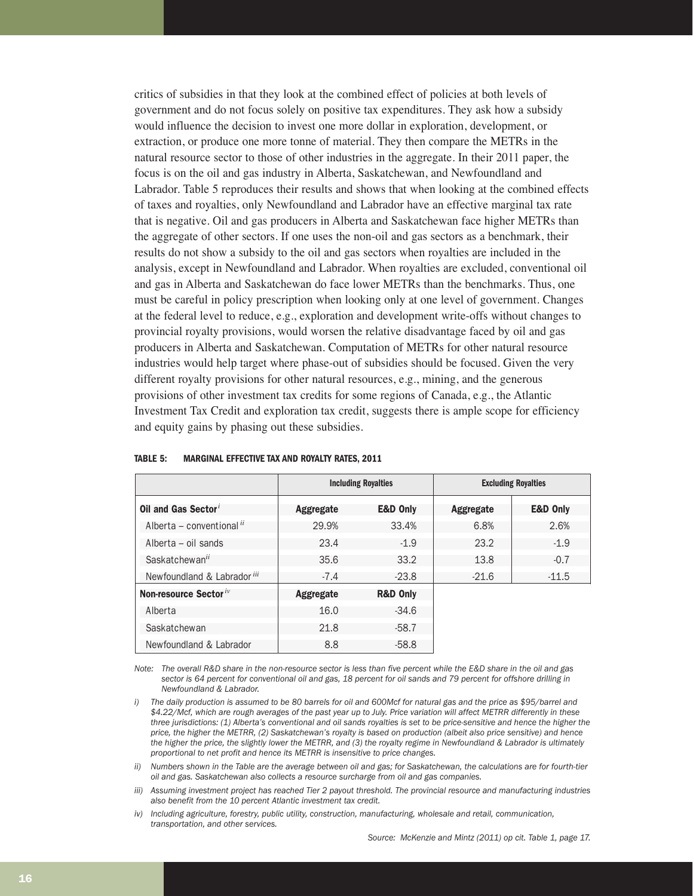critics of subsidies in that they look at the combined effect of policies at both levels of government and do not focus solely on positive tax expenditures. They ask how a subsidy would influence the decision to invest one more dollar in exploration, development, or extraction, or produce one more tonne of material. They then compare the METRs in the natural resource sector to those of other industries in the aggregate. In their 2011 paper, the focus is on the oil and gas industry in Alberta, Saskatchewan, and Newfoundland and Labrador. Table 5 reproduces their results and shows that when looking at the combined effects of taxes and royalties, only Newfoundland and Labrador have an effective marginal tax rate that is negative. Oil and gas producers in Alberta and Saskatchewan face higher METRs than the aggregate of other sectors. If one uses the non-oil and gas sectors as a benchmark, their results do not show a subsidy to the oil and gas sectors when royalties are included in the analysis, except in Newfoundland and Labrador. When royalties are excluded, conventional oil and gas in Alberta and Saskatchewan do face lower METRs than the benchmarks. Thus, one must be careful in policy prescription when looking only at one level of government. Changes at the federal level to reduce, e.g., exploration and development write-offs without changes to provincial royalty provisions, would worsen the relative disadvantage faced by oil and gas producers in Alberta and Saskatchewan. Computation of METRs for other natural resource industries would help target where phase-out of subsidies should be focused. Given the very different royalty provisions for other natural resources, e.g., mining, and the generous provisions of other investment tax credits for some regions of Canada, e.g., the Atlantic Investment Tax Credit and exploration tax credit, suggests there is ample scope for efficiency and equity gains by phasing out these subsidies.

**TABLE 5: MARGINAL EFFECTIVE TAX AND ROYALTY RATES, 2011**

| | Including Royalties | | Excluding Royalties | |
|---|---|---|---|---|
| **Oil and Gas Sector** [i] | **Aggregate** | **E&D Only** | **Aggregate** | **E&D Only** |
| Alberta – conventional [ii] | 29.9% | 33.4% | 6.8% | 2.6% |
| Alberta – oil sands | 23.4 | -1.9 | 23.2 | -1.9 |
| Saskatchewan [ii] | 35.6 | 33.2 | 13.8 | -0.7 |
| Newfoundland & Labrador [iii] | -7.4 | -23.8 | -21.6 | -11.5 |
| **Non-resource Sector** [iv] | **Aggregate** | **R&D Only** | | |
| Alberta | 16.0 | -34.6 | | |
| Saskatchewan | 21.8 | -58.7 | | |
| Newfoundland & Labrador | 8.8 | -58.8 | | |

*Note: The overall R&D share in the non-resource sector is less than five percent while the E&D share in the oil and gas sector is 64 percent for conventional oil and gas, 18 percent for oil sands and 79 percent for offshore drilling in Newfoundland & Labrador.*

*i) The daily production is assumed to be 80 barrels for oil and 600Mcf for natural gas and the price as $95/barrel and $4.22/Mcf, which are rough averages of the past year up to July. Price variation will affect METRR differently in these three jurisdictions: (1) Alberta's conventional and oil sands royalties is set to be price-sensitive and hence the higher the price, the higher the METRR, (2) Saskatchewan's royalty is based on production (albeit also price sensitive) and hence the higher the price, the slightly lower the METRR, and (3) the royalty regime in Newfoundland & Labrador is ultimately proportional to net profit and hence its METRR is insensitive to price changes.*

*ii) Numbers shown in the Table are the average between oil and gas; for Saskatchewan, the calculations are for fourth-tier oil and gas. Saskatchewan also collects a resource surcharge from oil and gas companies.*

*iii) Assuming investment project has reached Tier 2 payout threshold. The provincial resource and manufacturing industries also benefit from the 10 percent Atlantic investment tax credit.*

*iv) Including agriculture, forestry, public utility, construction, manufacturing, wholesale and retail, communication, transportation, and other services.*

*Source: McKenzie and Mintz (2011) op cit. Table 1, page 17.*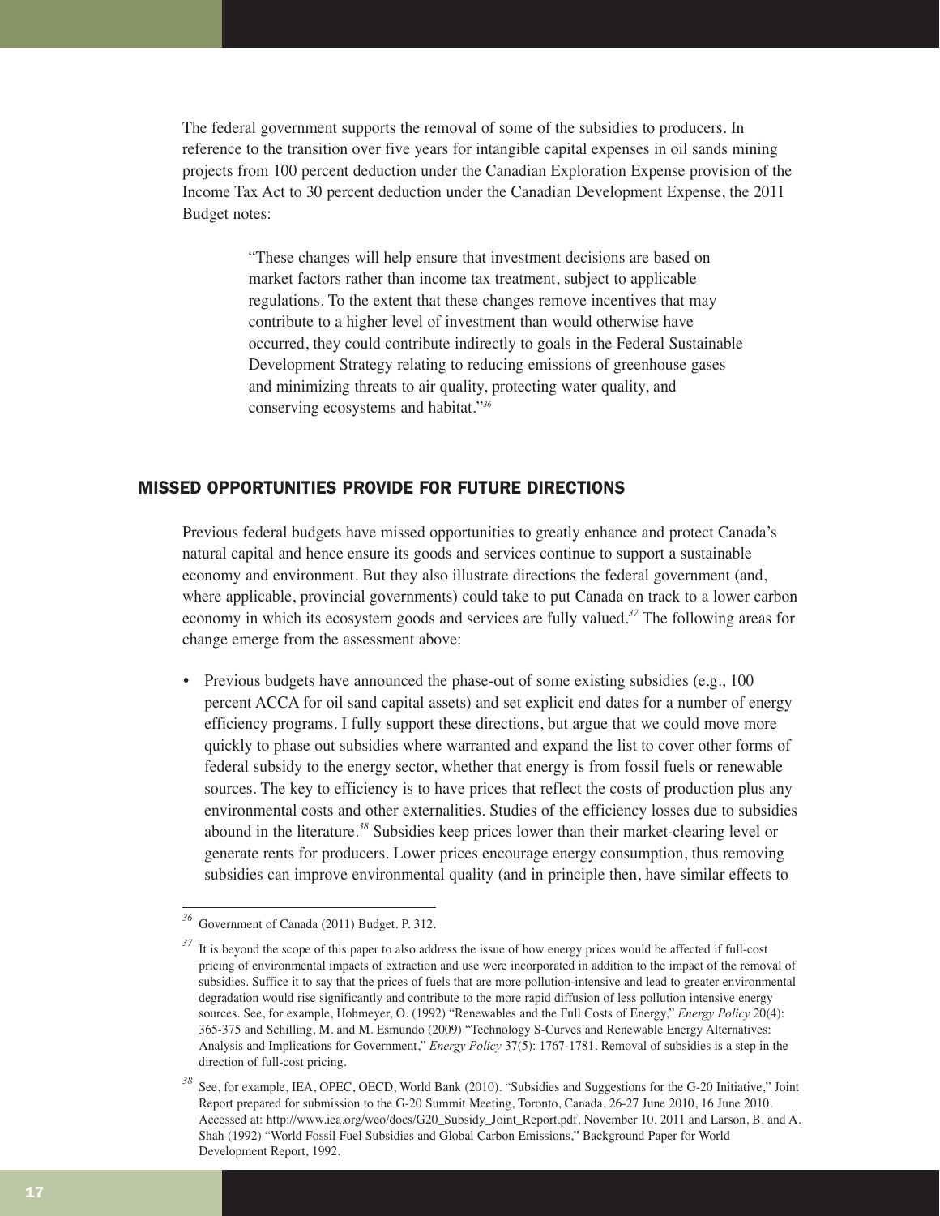The federal government supports the removal of some of the subsidies to producers. In reference to the transition over five years for intangible capital expenses in oil sands mining projects from 100 percent deduction under the Canadian Exploration Expense provision of the Income Tax Act to 30 percent deduction under the Canadian Development Expense, the 2011 Budget notes:

> "These changes will help ensure that investment decisions are based on market factors rather than income tax treatment, subject to applicable regulations. To the extent that these changes remove incentives that may contribute to a higher level of investment than would otherwise have occurred, they could contribute indirectly to goals in the Federal Sustainable Development Strategy relating to reducing emissions of greenhouse gases and minimizing threats to air quality, protecting water quality, and conserving ecosystems and habitat."[36]

## MISSED OPPORTUNITIES PROVIDE FOR FUTURE DIRECTIONS

Previous federal budgets have missed opportunities to greatly enhance and protect Canada's natural capital and hence ensure its goods and services continue to support a sustainable economy and environment. But they also illustrate directions the federal government (and, where applicable, provincial governments) could take to put Canada on track to a lower carbon economy in which its ecosystem goods and services are fully valued.[37] The following areas for change emerge from the assessment above:

- Previous budgets have announced the phase-out of some existing subsidies (e.g., 100 percent ACCA for oil sand capital assets) and set explicit end dates for a number of energy efficiency programs. I fully support these directions, but argue that we could move more quickly to phase out subsidies where warranted and expand the list to cover other forms of federal subsidy to the energy sector, whether that energy is from fossil fuels or renewable sources. The key to efficiency is to have prices that reflect the costs of production plus any environmental costs and other externalities. Studies of the efficiency losses due to subsidies abound in the literature.[38] Subsidies keep prices lower than their market-clearing level or generate rents for producers. Lower prices encourage energy consumption, thus removing subsidies can improve environmental quality (and in principle then, have similar effects to

---

[36] Government of Canada (2011) Budget. P. 312.

[37] It is beyond the scope of this paper to also address the issue of how energy prices would be affected if full-cost pricing of environmental impacts of extraction and use were incorporated in addition to the impact of the removal of subsidies. Suffice it to say that the prices of fuels that are more pollution-intensive and lead to greater environmental degradation would rise significantly and contribute to the more rapid diffusion of less pollution intensive energy sources. See, for example, Hohmeyer, O. (1992) "Renewables and the Full Costs of Energy," *Energy Policy* 20(4): 365-375 and Schilling, M. and M. Esmundo (2009) "Technology S-Curves and Renewable Energy Alternatives: Analysis and Implications for Government," *Energy Policy* 37(5): 1767-1781. Removal of subsidies is a step in the direction of full-cost pricing.

[38] See, for example, IEA, OPEC, OECD, World Bank (2010). "Subsidies and Suggestions for the G-20 Initiative," Joint Report prepared for submission to the G-20 Summit Meeting, Toronto, Canada, 26-27 June 2010, 16 June 2010. Accessed at: http://www.iea.org/weo/docs/G20_Subsidy_Joint_Report.pdf, November 10, 2011 and Larson, B. and A. Shah (1992) "World Fossil Fuel Subsidies and Global Carbon Emissions," Background Paper for World Development Report, 1992.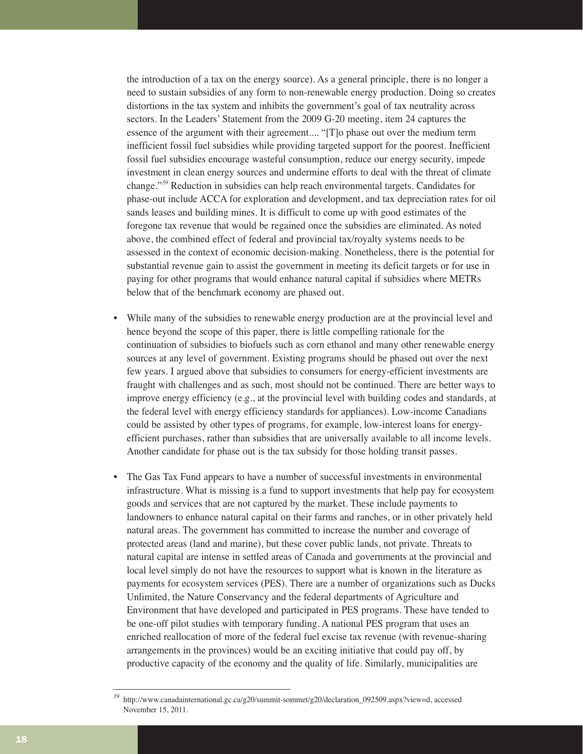the introduction of a tax on the energy source). As a general principle, there is no longer a need to sustain subsidies of any form to non-renewable energy production. Doing so creates distortions in the tax system and inhibits the government's goal of tax neutrality across sectors. In the Leaders' Statement from the 2009 G-20 meeting, item 24 captures the essence of the argument with their agreement.... "[T]o phase out over the medium term inefficient fossil fuel subsidies while providing targeted support for the poorest. Inefficient fossil fuel subsidies encourage wasteful consumption, reduce our energy security, impede investment in clean energy sources and undermine efforts to deal with the threat of climate change."[39] Reduction in subsidies can help reach environmental targets. Candidates for phase-out include ACCA for exploration and development, and tax depreciation rates for oil sands leases and building mines. It is difficult to come up with good estimates of the foregone tax revenue that would be regained once the subsidies are eliminated. As noted above, the combined effect of federal and provincial tax/royalty systems needs to be assessed in the context of economic decision-making. Nonetheless, there is the potential for substantial revenue gain to assist the government in meeting its deficit targets or for use in paying for other programs that would enhance natural capital if subsidies where METRs below that of the benchmark economy are phased out.

- While many of the subsidies to renewable energy production are at the provincial level and hence beyond the scope of this paper, there is little compelling rationale for the continuation of subsidies to biofuels such as corn ethanol and many other renewable energy sources at any level of government. Existing programs should be phased out over the next few years. I argued above that subsidies to consumers for energy-efficient investments are fraught with challenges and as such, most should not be continued. There are better ways to improve energy efficiency (e.g., at the provincial level with building codes and standards, at the federal level with energy efficiency standards for appliances). Low-income Canadians could be assisted by other types of programs, for example, low-interest loans for energy-efficient purchases, rather than subsidies that are universally available to all income levels. Another candidate for phase out is the tax subsidy for those holding transit passes.

- The Gas Tax Fund appears to have a number of successful investments in environmental infrastructure. What is missing is a fund to support investments that help pay for ecosystem goods and services that are not captured by the market. These include payments to landowners to enhance natural capital on their farms and ranches, or in other privately held natural areas. The government has committed to increase the number and coverage of protected areas (land and marine), but these cover public lands, not private. Threats to natural capital are intense in settled areas of Canada and governments at the provincial and local level simply do not have the resources to support what is known in the literature as payments for ecosystem services (PES). There are a number of organizations such as Ducks Unlimited, the Nature Conservancy and the federal departments of Agriculture and Environment that have developed and participated in PES programs. These have tended to be one-off pilot studies with temporary funding. A national PES program that uses an enriched reallocation of more of the federal fuel excise tax revenue (with revenue-sharing arrangements in the provinces) would be an exciting initiative that could pay off, by productive capacity of the economy and the quality of life. Similarly, municipalities are

[39] http://www.canadainternational.gc.ca/g20/summit-sommet/g20/declaration_092509.aspx?view=d, accessed November 15, 2011.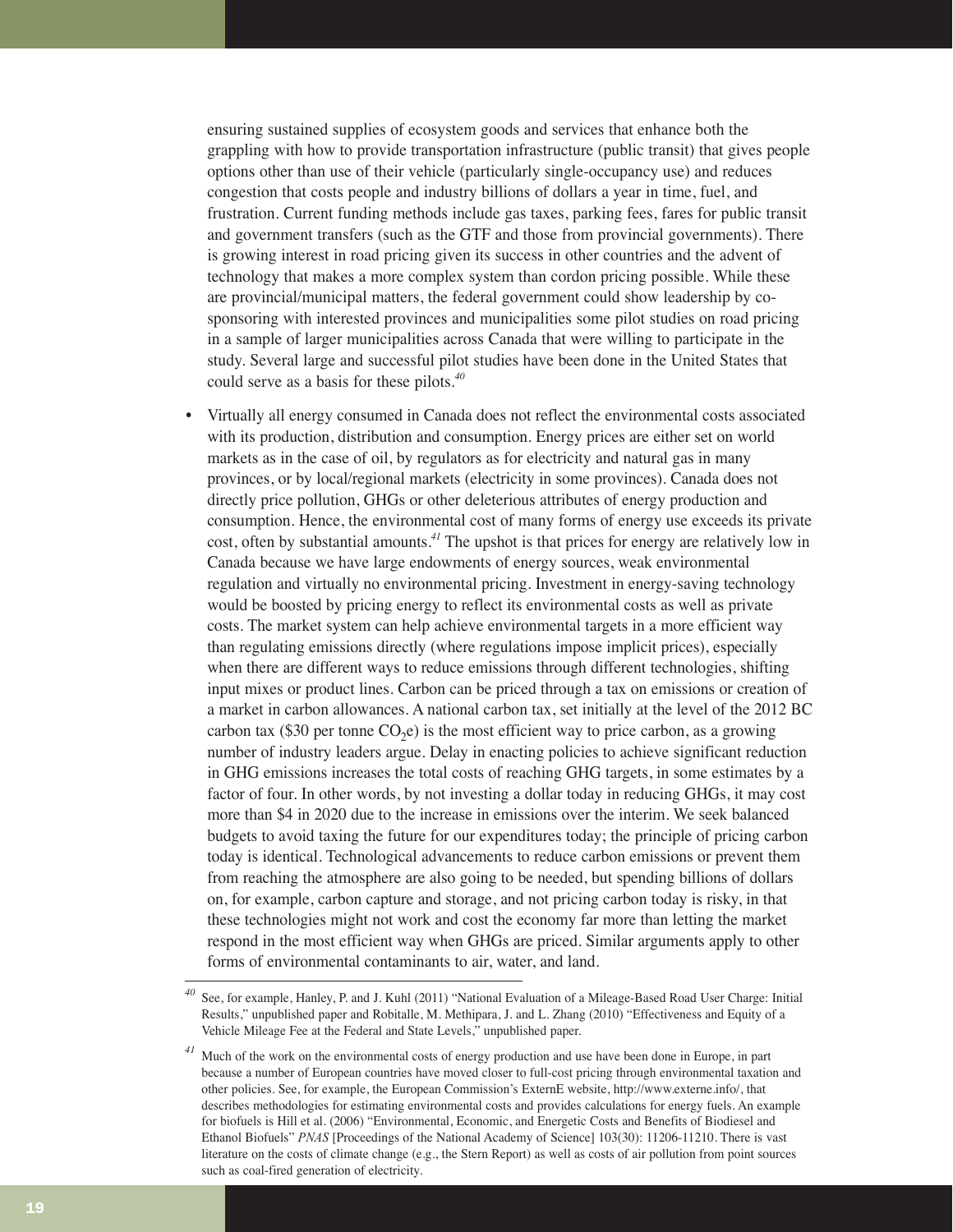ensuring sustained supplies of ecosystem goods and services that enhance both the grappling with how to provide transportation infrastructure (public transit) that gives people options other than use of their vehicle (particularly single-occupancy use) and reduces congestion that costs people and industry billions of dollars a year in time, fuel, and frustration. Current funding methods include gas taxes, parking fees, fares for public transit and government transfers (such as the GTF and those from provincial governments). There is growing interest in road pricing given its success in other countries and the advent of technology that makes a more complex system than cordon pricing possible. While these are provincial/municipal matters, the federal government could show leadership by co-sponsoring with interested provinces and municipalities some pilot studies on road pricing in a sample of larger municipalities across Canada that were willing to participate in the study. Several large and successful pilot studies have been done in the United States that could serve as a basis for these pilots.[40]

- Virtually all energy consumed in Canada does not reflect the environmental costs associated with its production, distribution and consumption. Energy prices are either set on world markets as in the case of oil, by regulators as for electricity and natural gas in many provinces, or by local/regional markets (electricity in some provinces). Canada does not directly price pollution, GHGs or other deleterious attributes of energy production and consumption. Hence, the environmental cost of many forms of energy use exceeds its private cost, often by substantial amounts.[41] The upshot is that prices for energy are relatively low in Canada because we have large endowments of energy sources, weak environmental regulation and virtually no environmental pricing. Investment in energy-saving technology would be boosted by pricing energy to reflect its environmental costs as well as private costs. The market system can help achieve environmental targets in a more efficient way than regulating emissions directly (where regulations impose implicit prices), especially when there are different ways to reduce emissions through different technologies, shifting input mixes or product lines. Carbon can be priced through a tax on emissions or creation of a market in carbon allowances. A national carbon tax, set initially at the level of the 2012 BC carbon tax ($30 per tonne $CO_2e$) is the most efficient way to price carbon, as a growing number of industry leaders argue. Delay in enacting policies to achieve significant reduction in GHG emissions increases the total costs of reaching GHG targets, in some estimates by a factor of four. In other words, by not investing a dollar today in reducing GHGs, it may cost more than $4 in 2020 due to the increase in emissions over the interim. We seek balanced budgets to avoid taxing the future for our expenditures today; the principle of pricing carbon today is identical. Technological advancements to reduce carbon emissions or prevent them from reaching the atmosphere are also going to be needed, but spending billions of dollars on, for example, carbon capture and storage, and not pricing carbon today is risky, in that these technologies might not work and cost the economy far more than letting the market respond in the most efficient way when GHGs are priced. Similar arguments apply to other forms of environmental contaminants to air, water, and land.

---

[40] See, for example, Hanley, P. and J. Kuhl (2011) "National Evaluation of a Mileage-Based Road User Charge: Initial Results," unpublished paper and Robitalle, M. Methipara, J. and L. Zhang (2010) "Effectiveness and Equity of a Vehicle Mileage Fee at the Federal and State Levels," unpublished paper.

[41] Much of the work on the environmental costs of energy production and use have been done in Europe, in part because a number of European countries have moved closer to full-cost pricing through environmental taxation and other policies. See, for example, the European Commission's ExternE website, http://www.externe.info/, that describes methodologies for estimating environmental costs and provides calculations for energy fuels. An example for biofuels is Hill et al. (2006) "Environmental, Economic, and Energetic Costs and Benefits of Biodiesel and Ethanol Biofuels" *PNAS* [Proceedings of the National Academy of Science] 103(30): 11206-11210. There is vast literature on the costs of climate change (e.g., the Stern Report) as well as costs of air pollution from point sources such as coal-fired generation of electricity.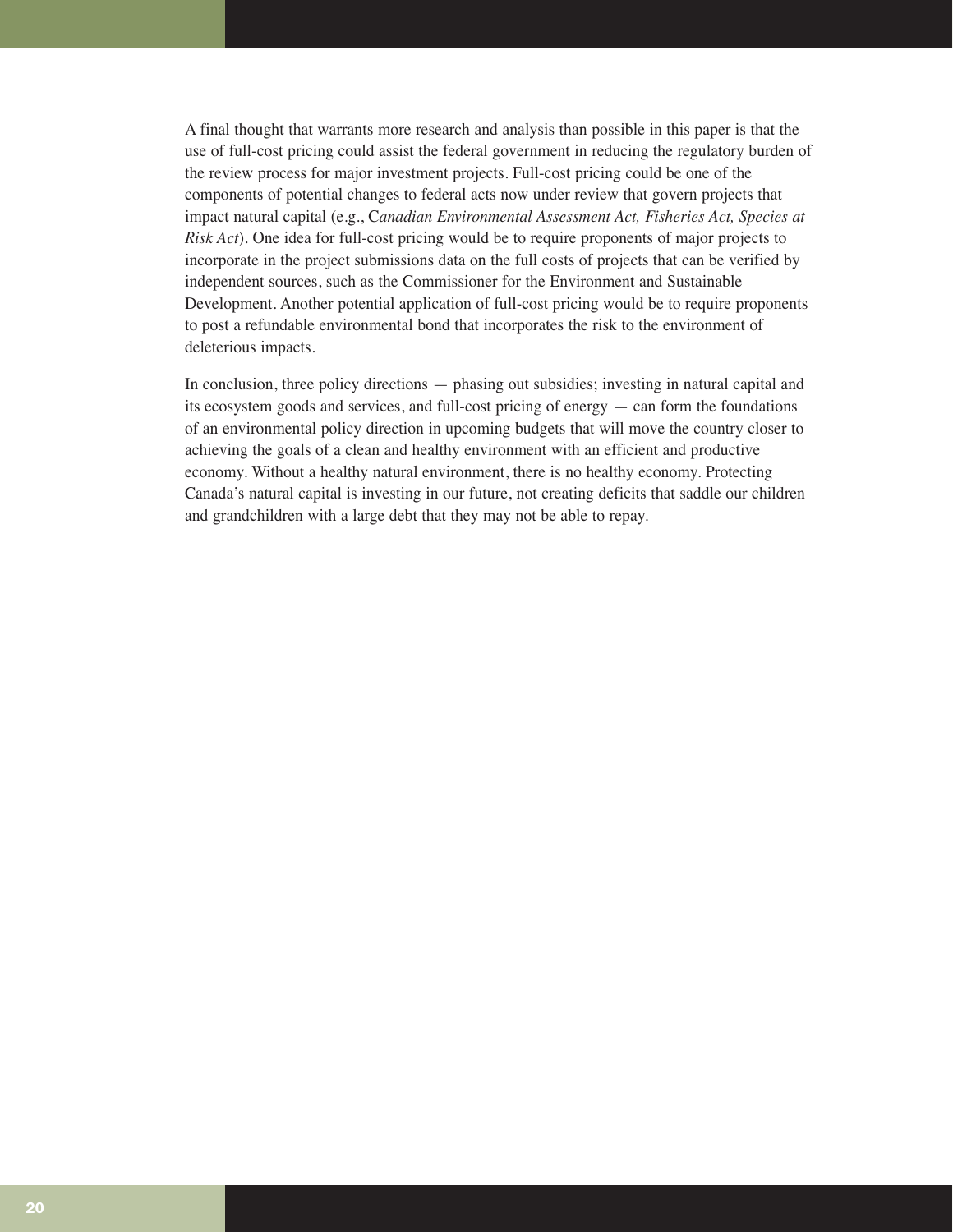A final thought that warrants more research and analysis than possible in this paper is that the use of full-cost pricing could assist the federal government in reducing the regulatory burden of the review process for major investment projects. Full-cost pricing could be one of the components of potential changes to federal acts now under review that govern projects that impact natural capital (e.g., C*anadian Environmental Assessment Act, Fisheries Act, Species at Risk Act*). One idea for full-cost pricing would be to require proponents of major projects to incorporate in the project submissions data on the full costs of projects that can be verified by independent sources, such as the Commissioner for the Environment and Sustainable Development. Another potential application of full-cost pricing would be to require proponents to post a refundable environmental bond that incorporates the risk to the environment of deleterious impacts.

In conclusion, three policy directions — phasing out subsidies; investing in natural capital and its ecosystem goods and services, and full-cost pricing of energy — can form the foundations of an environmental policy direction in upcoming budgets that will move the country closer to achieving the goals of a clean and healthy environment with an efficient and productive economy. Without a healthy natural environment, there is no healthy economy. Protecting Canada's natural capital is investing in our future, not creating deficits that saddle our children and grandchildren with a large debt that they may not be able to repay.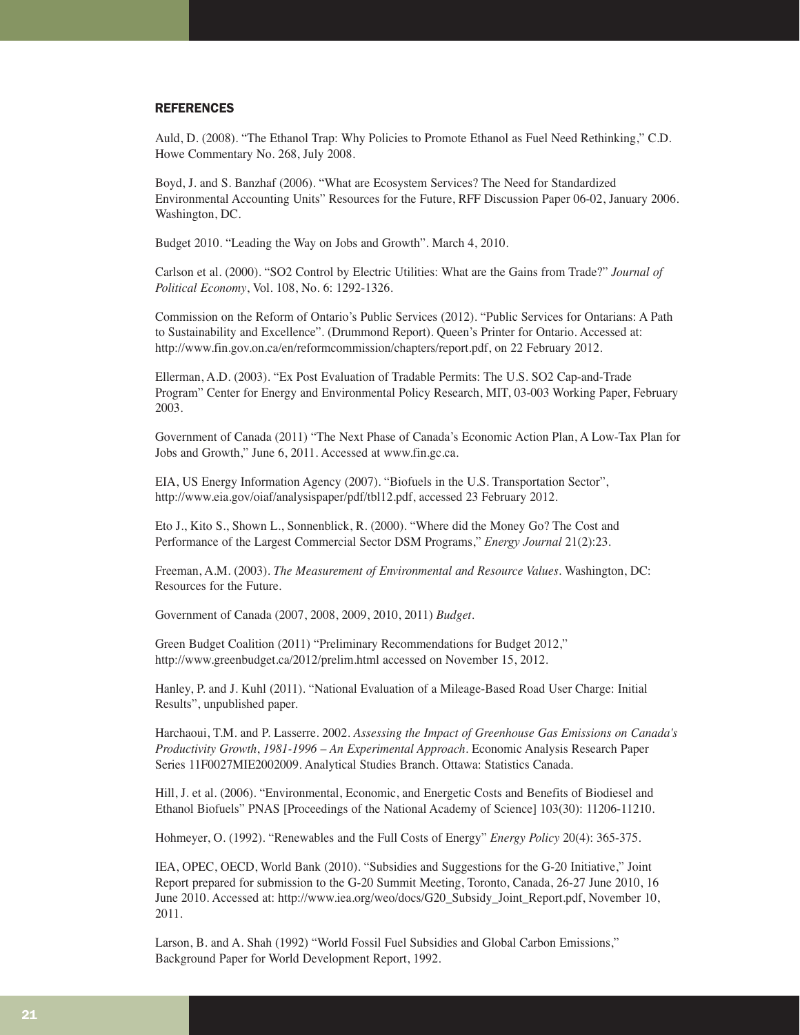## REFERENCES

Auld, D. (2008). "The Ethanol Trap: Why Policies to Promote Ethanol as Fuel Need Rethinking," C.D. Howe Commentary No. 268, July 2008.

Boyd, J. and S. Banzhaf (2006). "What are Ecosystem Services? The Need for Standardized Environmental Accounting Units" Resources for the Future, RFF Discussion Paper 06-02, January 2006. Washington, DC.

Budget 2010. "Leading the Way on Jobs and Growth". March 4, 2010.

Carlson et al. (2000). "SO2 Control by Electric Utilities: What are the Gains from Trade?" *Journal of Political Economy*, Vol. 108, No. 6: 1292-1326.

Commission on the Reform of Ontario's Public Services (2012). "Public Services for Ontarians: A Path to Sustainability and Excellence". (Drummond Report). Queen's Printer for Ontario. Accessed at: http://www.fin.gov.on.ca/en/reformcommission/chapters/report.pdf, on 22 February 2012.

Ellerman, A.D. (2003). "Ex Post Evaluation of Tradable Permits: The U.S. SO2 Cap-and-Trade Program" Center for Energy and Environmental Policy Research, MIT, 03-003 Working Paper, February 2003.

Government of Canada (2011) "The Next Phase of Canada's Economic Action Plan, A Low-Tax Plan for Jobs and Growth," June 6, 2011. Accessed at www.fin.gc.ca.

EIA, US Energy Information Agency (2007). "Biofuels in the U.S. Transportation Sector", http://www.eia.gov/oiaf/analysispaper/pdf/tbl12.pdf, accessed 23 February 2012.

Eto J., Kito S., Shown L., Sonnenblick, R. (2000). "Where did the Money Go? The Cost and Performance of the Largest Commercial Sector DSM Programs," *Energy Journal* 21(2):23.

Freeman, A.M. (2003). *The Measurement of Environmental and Resource Values*. Washington, DC: Resources for the Future.

Government of Canada (2007, 2008, 2009, 2010, 2011) *Budget*.

Green Budget Coalition (2011) "Preliminary Recommendations for Budget 2012," http://www.greenbudget.ca/2012/prelim.html accessed on November 15, 2012.

Hanley, P. and J. Kuhl (2011). "National Evaluation of a Mileage-Based Road User Charge: Initial Results", unpublished paper.

Harchaoui, T.M. and P. Lasserre. 2002. *Assessing the Impact of Greenhouse Gas Emissions on Canada's Productivity Growth, 1981-1996 – An Experimental Approach*. Economic Analysis Research Paper Series 11F0027MIE2002009. Analytical Studies Branch. Ottawa: Statistics Canada.

Hill, J. et al. (2006). "Environmental, Economic, and Energetic Costs and Benefits of Biodiesel and Ethanol Biofuels" PNAS [Proceedings of the National Academy of Science] 103(30): 11206-11210.

Hohmeyer, O. (1992). "Renewables and the Full Costs of Energy" *Energy Policy* 20(4): 365-375.

IEA, OPEC, OECD, World Bank (2010). "Subsidies and Suggestions for the G-20 Initiative," Joint Report prepared for submission to the G-20 Summit Meeting, Toronto, Canada, 26-27 June 2010, 16 June 2010. Accessed at: http://www.iea.org/weo/docs/G20_Subsidy_Joint_Report.pdf, November 10, 2011.

Larson, B. and A. Shah (1992) "World Fossil Fuel Subsidies and Global Carbon Emissions," Background Paper for World Development Report, 1992.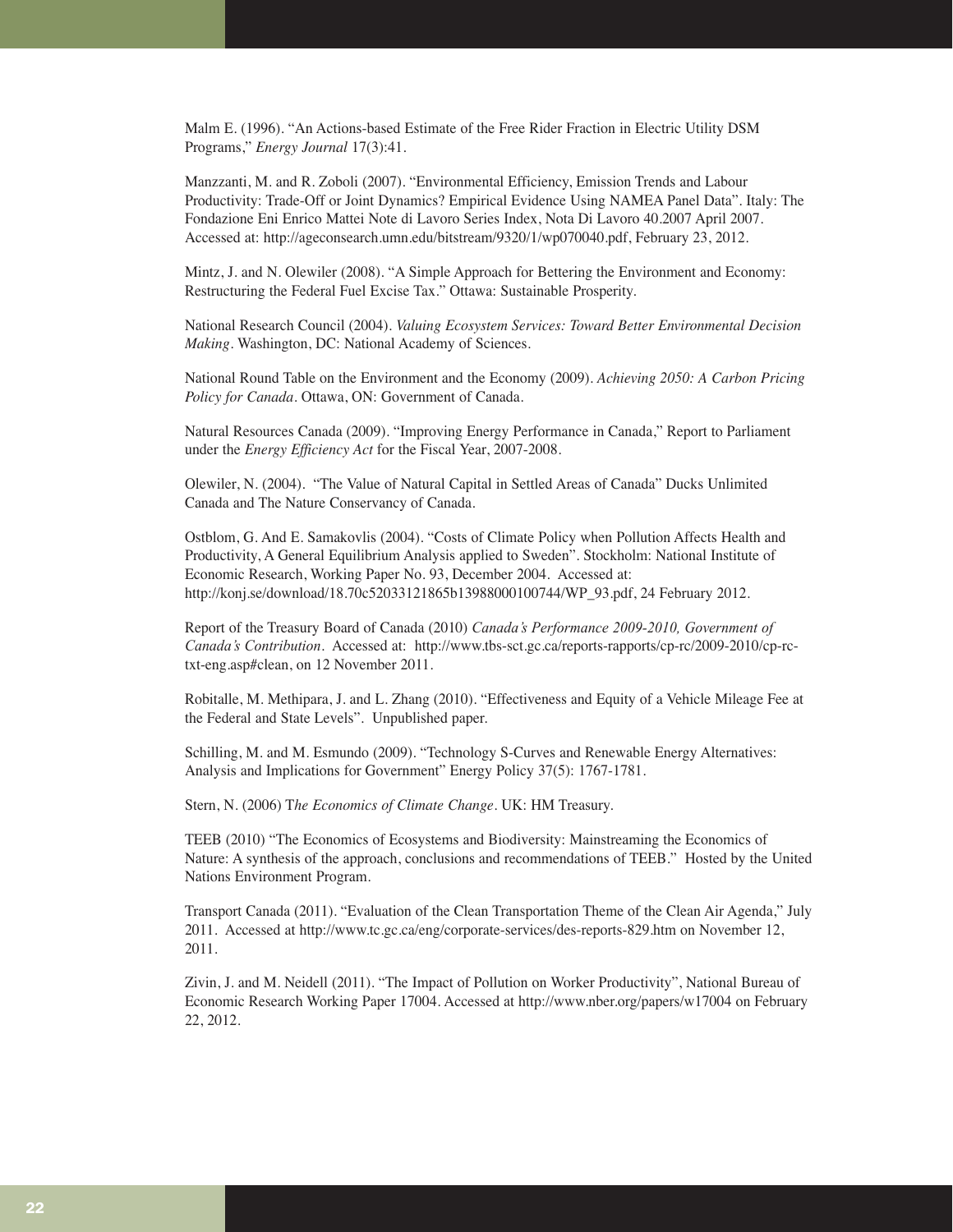Malm E. (1996). “An Actions-based Estimate of the Free Rider Fraction in Electric Utility DSM Programs,” *Energy Journal* 17(3):41.

Manzzanti, M. and R. Zoboli (2007). “Environmental Efficiency, Emission Trends and Labour Productivity: Trade-Off or Joint Dynamics? Empirical Evidence Using NAMEA Panel Data”. Italy: The Fondazione Eni Enrico Mattei Note di Lavoro Series Index, Nota Di Lavoro 40.2007 April 2007. Accessed at: http://ageconsearch.umn.edu/bitstream/9320/1/wp070040.pdf, February 23, 2012.

Mintz, J. and N. Olewiler (2008). “A Simple Approach for Bettering the Environment and Economy: Restructuring the Federal Fuel Excise Tax.” Ottawa: Sustainable Prosperity.

National Research Council (2004). *Valuing Ecosystem Services: Toward Better Environmental Decision Making*. Washington, DC: National Academy of Sciences.

National Round Table on the Environment and the Economy (2009). *Achieving 2050: A Carbon Pricing Policy for Canada*. Ottawa, ON: Government of Canada.

Natural Resources Canada (2009). “Improving Energy Performance in Canada,” Report to Parliament under the *Energy Efficiency Act* for the Fiscal Year, 2007-2008.

Olewiler, N. (2004). “The Value of Natural Capital in Settled Areas of Canada” Ducks Unlimited Canada and The Nature Conservancy of Canada.

Ostblom, G. And E. Samakovlis (2004). “Costs of Climate Policy when Pollution Affects Health and Productivity, A General Equilibrium Analysis applied to Sweden”. Stockholm: National Institute of Economic Research, Working Paper No. 93, December 2004. Accessed at: http://konj.se/download/18.70c52033121865b13988000100744/WP_93.pdf, 24 February 2012.

Report of the Treasury Board of Canada (2010) *Canada's Performance 2009-2010, Government of Canada's Contribution*. Accessed at: http://www.tbs-sct.gc.ca/reports-rapports/cp-rc/2009-2010/cp-rc-txt-eng.asp#clean, on 12 November 2011.

Robitalle, M. Methipara, J. and L. Zhang (2010). “Effectiveness and Equity of a Vehicle Mileage Fee at the Federal and State Levels”. Unpublished paper.

Schilling, M. and M. Esmundo (2009). “Technology S-Curves and Renewable Energy Alternatives: Analysis and Implications for Government” Energy Policy 37(5): 1767-1781.

Stern, N. (2006) T*he Economics of Climate Change*. UK: HM Treasury.

TEEB (2010) “The Economics of Ecosystems and Biodiversity: Mainstreaming the Economics of Nature: A synthesis of the approach, conclusions and recommendations of TEEB.” Hosted by the United Nations Environment Program.

Transport Canada (2011). “Evaluation of the Clean Transportation Theme of the Clean Air Agenda,” July 2011. Accessed at http://www.tc.gc.ca/eng/corporate-services/des-reports-829.htm on November 12, 2011.

Zivin, J. and M. Neidell (2011). “The Impact of Pollution on Worker Productivity”, National Bureau of Economic Research Working Paper 17004. Accessed at http://www.nber.org/papers/w17004 on February 22, 2012.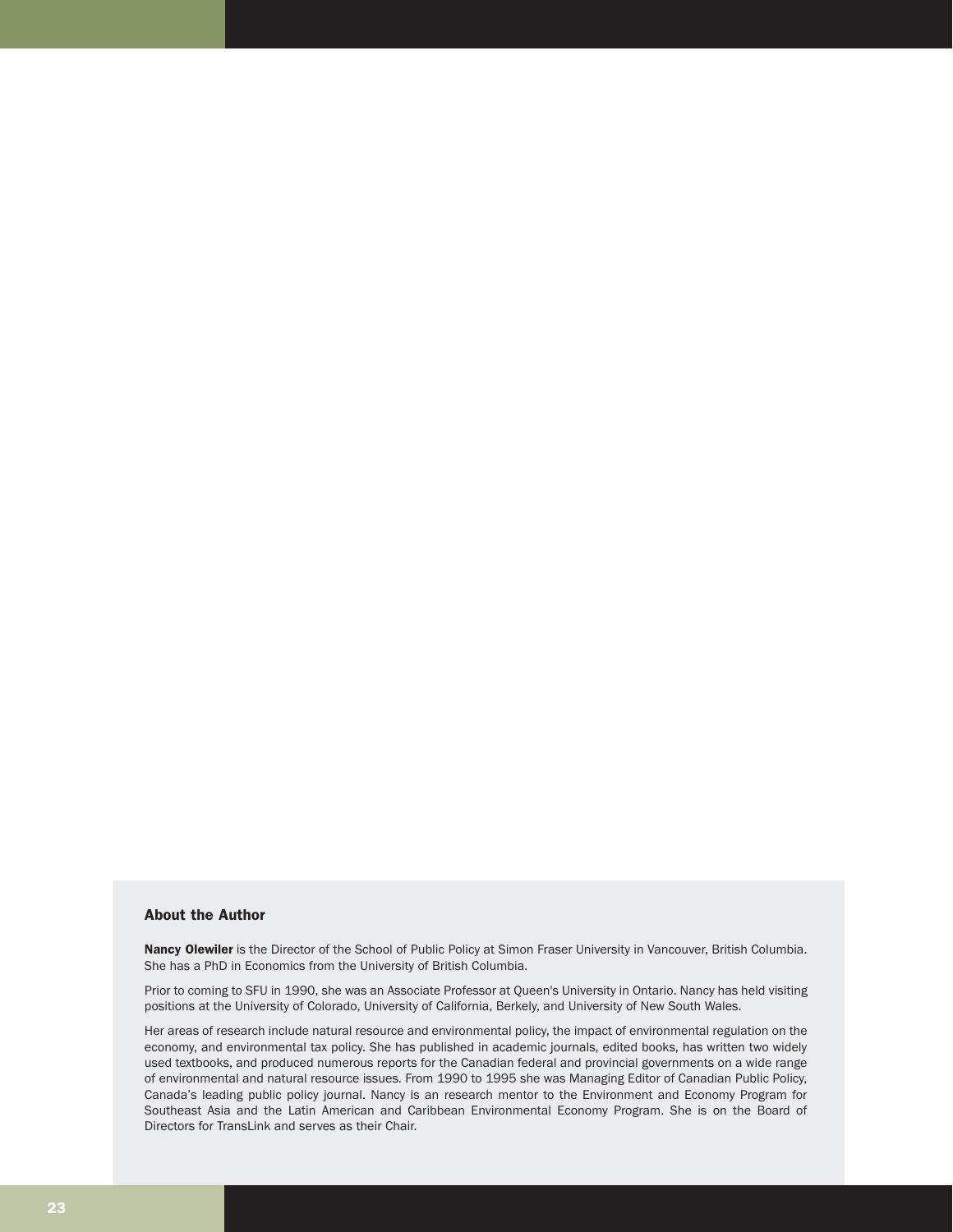## About the Author

**Nancy Olewiler** is the Director of the School of Public Policy at Simon Fraser University in Vancouver, British Columbia. She has a PhD in Economics from the University of British Columbia.

Prior to coming to SFU in 1990, she was an Associate Professor at Queen's University in Ontario. Nancy has held visiting positions at the University of Colorado, University of California, Berkely, and University of New South Wales.

Her areas of research include natural resource and environmental policy, the impact of environmental regulation on the economy, and environmental tax policy. She has published in academic journals, edited books, has written two widely used textbooks, and produced numerous reports for the Canadian federal and provincial governments on a wide range of environmental and natural resource issues. From 1990 to 1995 she was Managing Editor of Canadian Public Policy, Canada's leading public policy journal. Nancy is an research mentor to the Environment and Economy Program for Southeast Asia and the Latin American and Caribbean Environmental Economy Program. She is on the Board of Directors for TransLink and serves as their Chair.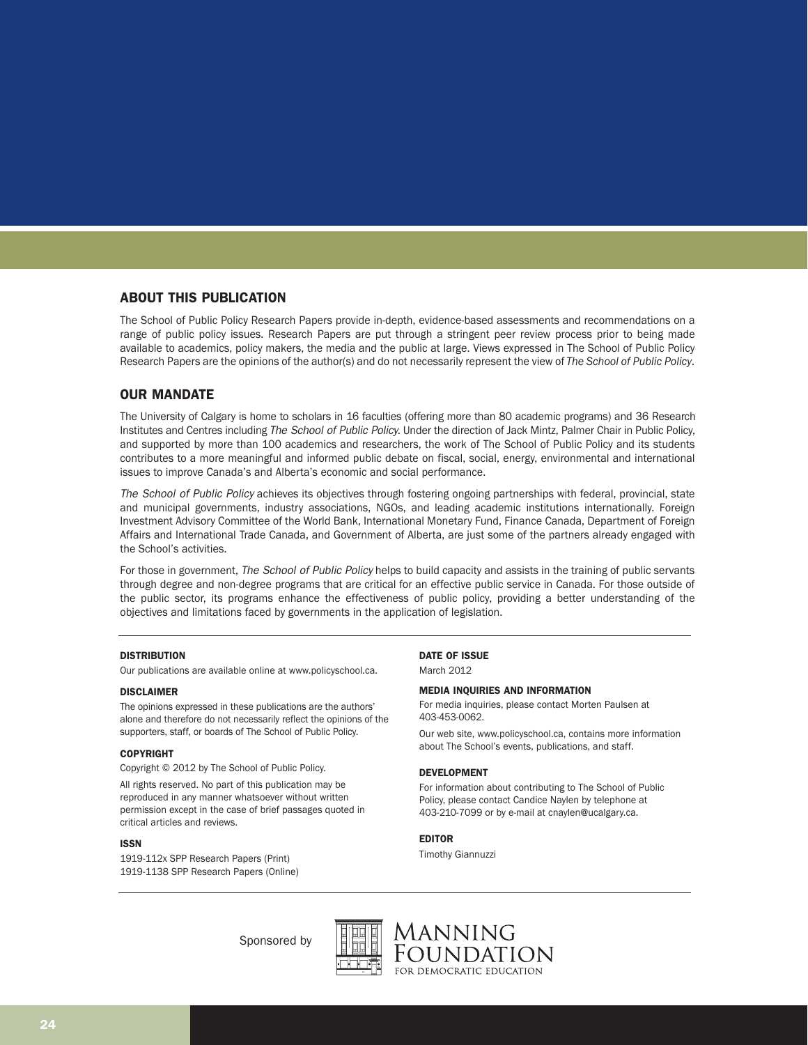## ABOUT THIS PUBLICATION

The School of Public Policy Research Papers provide in-depth, evidence-based assessments and recommendations on a range of public policy issues. Research Papers are put through a stringent peer review process prior to being made available to academics, policy makers, the media and the public at large. Views expressed in The School of Public Policy Research Papers are the opinions of the author(s) and do not necessarily represent the view of *The School of Public Policy*.

## OUR MANDATE

The University of Calgary is home to scholars in 16 faculties (offering more than 80 academic programs) and 36 Research Institutes and Centres including *The School of Public Policy.* Under the direction of Jack Mintz, Palmer Chair in Public Policy, and supported by more than 100 academics and researchers, the work of The School of Public Policy and its students contributes to a more meaningful and informed public debate on fiscal, social, energy, environmental and international issues to improve Canada's and Alberta's economic and social performance.

*The School of Public Policy* achieves its objectives through fostering ongoing partnerships with federal, provincial, state and municipal governments, industry associations, NGOs, and leading academic institutions internationally. Foreign Investment Advisory Committee of the World Bank, International Monetary Fund, Finance Canada, Department of Foreign Affairs and International Trade Canada, and Government of Alberta, are just some of the partners already engaged with the School's activities.

For those in government, *The School of Public Policy* helps to build capacity and assists in the training of public servants through degree and non-degree programs that are critical for an effective public service in Canada. For those outside of the public sector, its programs enhance the effectiveness of public policy, providing a better understanding of the objectives and limitations faced by governments in the application of legislation.

#### DISTRIBUTION

Our publications are available online at www.policyschool.ca.

#### DISCLAIMER

The opinions expressed in these publications are the authors' alone and therefore do not necessarily reflect the opinions of the supporters, staff, or boards of The School of Public Policy.

#### COPYRIGHT

Copyright © 2012 by The School of Public Policy.

All rights reserved. No part of this publication may be reproduced in any manner whatsoever without written permission except in the case of brief passages quoted in critical articles and reviews.

#### ISSN

1919-112x SPP Research Papers (Print)
1919-1138 SPP Research Papers (Online)

#### DATE OF ISSUE

March 2012

#### MEDIA INQUIRIES AND INFORMATION

For media inquiries, please contact Morten Paulsen at 403-453-0062.

Our web site, www.policyschool.ca, contains more information about The School's events, publications, and staff.

#### DEVELOPMENT

For information about contributing to The School of Public Policy, please contact Candice Naylen by telephone at 403-210-7099 or by e-mail at cnaylen@ucalgary.ca.

#### EDITOR

Timothy Giannuzzi

Sponsored by MANNING FOUNDATION FOR DEMOCRATIC EDUCATION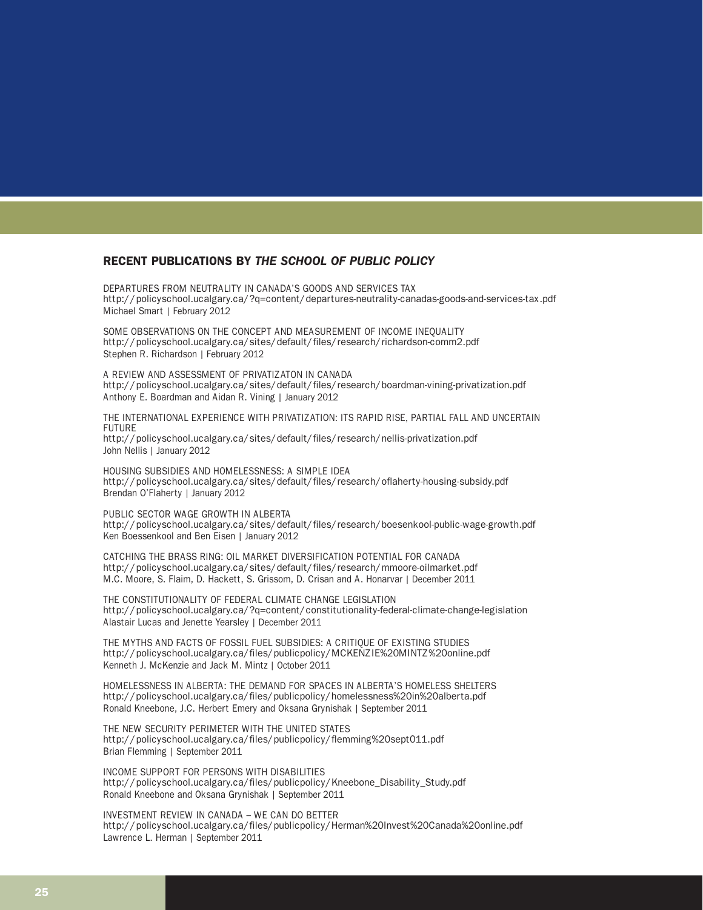## RECENT PUBLICATIONS BY *THE SCHOOL OF PUBLIC POLICY*

DEPARTURES FROM NEUTRALITY IN CANADA'S GOODS AND SERVICES TAX
http://policyschool.ucalgary.ca/?q=content/departures-neutrality-canadas-goods-and-services-tax.pdf
Michael Smart | February 2012

SOME OBSERVATIONS ON THE CONCEPT AND MEASUREMENT OF INCOME INEQUALITY
http://policyschool.ucalgary.ca/sites/default/files/research/richardson-comm2.pdf
Stephen R. Richardson | February 2012

A REVIEW AND ASSESSMENT OF PRIVATIZATON IN CANADA
http://policyschool.ucalgary.ca/sites/default/files/research/boardman-vining-privatization.pdf
Anthony E. Boardman and Aidan R. Vining | January 2012

THE INTERNATIONAL EXPERIENCE WITH PRIVATIZATION: ITS RAPID RISE, PARTIAL FALL AND UNCERTAIN FUTURE
http://policyschool.ucalgary.ca/sites/default/files/research/nellis-privatization.pdf
John Nellis | January 2012

HOUSING SUBSIDIES AND HOMELESSNESS: A SIMPLE IDEA
http://policyschool.ucalgary.ca/sites/default/files/research/oflaherty-housing-subsidy.pdf
Brendan O'Flaherty | January 2012

PUBLIC SECTOR WAGE GROWTH IN ALBERTA
http://policyschool.ucalgary.ca/sites/default/files/research/boesenkool-public-wage-growth.pdf
Ken Boessenkool and Ben Eisen | January 2012

CATCHING THE BRASS RING: OIL MARKET DIVERSIFICATION POTENTIAL FOR CANADA
http://policyschool.ucalgary.ca/sites/default/files/research/mmoore-oilmarket.pdf
M.C. Moore, S. Flaim, D. Hackett, S. Grissom, D. Crisan and A. Honarvar | December 2011

THE CONSTITUTIONALITY OF FEDERAL CLIMATE CHANGE LEGISLATION
http://policyschool.ucalgary.ca/?q=content/constitutionality-federal-climate-change-legislation
Alastair Lucas and Jenette Yearsley | December 2011

THE MYTHS AND FACTS OF FOSSIL FUEL SUBSIDIES: A CRITIQUE OF EXISTING STUDIES
http://policyschool.ucalgary.ca/files/publicpolicy/MCKENZIE%20MINTZ%20online.pdf
Kenneth J. McKenzie and Jack M. Mintz | October 2011

HOMELESSNESS IN ALBERTA: THE DEMAND FOR SPACES IN ALBERTA'S HOMELESS SHELTERS
http://policyschool.ucalgary.ca/files/publicpolicy/homelessness%20in%20alberta.pdf
Ronald Kneebone, J.C. Herbert Emery and Oksana Grynishak | September 2011

THE NEW SECURITY PERIMETER WITH THE UNITED STATES
http://policyschool.ucalgary.ca/files/publicpolicy/flemming%20sept011.pdf
Brian Flemming | September 2011

INCOME SUPPORT FOR PERSONS WITH DISABILITIES
http://policyschool.ucalgary.ca/files/publicpolicy/Kneebone_Disability_Study.pdf
Ronald Kneebone and Oksana Grynishak | September 2011

INVESTMENT REVIEW IN CANADA – WE CAN DO BETTER
http://policyschool.ucalgary.ca/files/publicpolicy/Herman%20Invest%20Canada%20online.pdf
Lawrence L. Herman | September 2011